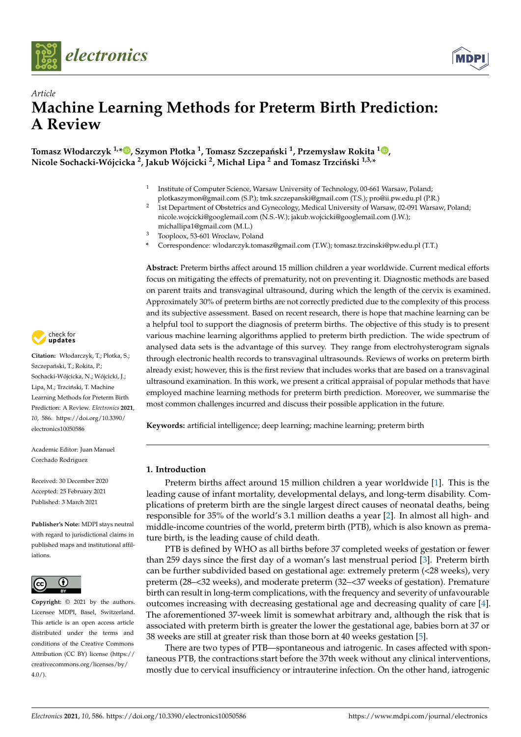*Article*

# Machine Learning Methods for Preterm Birth Prediction: A Review

**Tomasz Włodarczyk [1,*], Szymon Płotka [1], Tomasz Szczepański [1], Przemysław Rokita [1], Nicole Sochacki-Wójcicka [2], Jakub Wójcicki [2], Michał Lipa [2] and Tomasz Trzciński [1,3,*]**

[1] Institute of Computer Science, Warsaw University of Technology, 00-661 Warsaw, Poland; plotkaszymon@gmail.com (S.P.); tmk.szczepanski@gmail.com (T.S.); pro@ii.pw.edu.pl (P.R.)

[2] 1st Department of Obstetrics and Gynecology, Medical University of Warsaw, 02-091 Warsaw, Poland; nicole.wojcicki@googlemail.com (N.S.-W.); jakub.wojcicki@googlemail.com (J.W.); michallipa1@gmail.com (M.L.)

[3] Tooploox, 53-601 Wroclaw, Poland

\* Correspondence: wlodarczyk.tomasz@gmail.com (T.W.); tomasz.trzcinski@pw.edu.pl (T.T.)

**Abstract:** Preterm births affect around 15 million children a year worldwide. Current medical efforts focus on mitigating the effects of prematurity, not on preventing it. Diagnostic methods are based on parent traits and transvaginal ultrasound, during which the length of the cervix is examined. Approximately 30% of preterm births are not correctly predicted due to the complexity of this process and its subjective assessment. Based on recent research, there is hope that machine learning can be a helpful tool to support the diagnosis of preterm births. The objective of this study is to present various machine learning algorithms applied to preterm birth prediction. The wide spectrum of analysed data sets is the advantage of this survey. They range from electrohysterogram signals through electronic health records to transvaginal ultrasounds. Reviews of works on preterm birth already exist; however, this is the first review that includes works that are based on a transvaginal ultrasound examination. In this work, we present a critical appraisal of popular methods that have employed machine learning methods for preterm birth prediction. Moreover, we summarise the most common challenges incurred and discuss their possible application in the future.

**Keywords:** artificial intelligence; deep learning; machine learning; preterm birth

**Citation:** Włodarczyk, T.; Płotka, S.; Szczepański, T.; Rokita, P.; Sochacki-Wójcicka, N.; Wójcicki, J.; Lipa, M.; Trzciński, T. Machine Learning Methods for Preterm Birth Prediction: A Review. *Electronics* **2021**, *10*, 586. https://doi.org/10.3390/electronics10050586

Academic Editor: Juan Manuel Corchado Rodriguez

Received: 30 December 2020
Accepted: 25 February 2021
Published: 3 March 2021

**Publisher's Note:** MDPI stays neutral with regard to jurisdictional claims in published maps and institutional affiliations.

**Copyright:** © 2021 by the authors. Licensee MDPI, Basel, Switzerland. This article is an open access article distributed under the terms and conditions of the Creative Commons Attribution (CC BY) license (https://creativecommons.org/licenses/by/4.0/).

## 1. Introduction

Preterm births affect around 15 million children a year worldwide [1]. This is the leading cause of infant mortality, developmental delays, and long-term disability. Complications of preterm birth are the single largest direct causes of neonatal deaths, being responsible for 35% of the world's 3.1 million deaths a year [2]. In almost all high- and middle-income countries of the world, preterm birth (PTB), which is also known as premature birth, is the leading cause of child death.

PTB is defined by WHO as all births before 37 completed weeks of gestation or fewer than 259 days since the first day of a woman's last menstrual period [3]. Preterm birth can be further subdivided based on gestational age: extremely preterm (<28 weeks), very preterm (28–<32 weeks), and moderate preterm (32–<37 weeks of gestation). Premature birth can result in long-term complications, with the frequency and severity of unfavourable outcomes increasing with decreasing gestational age and decreasing quality of care [4]. The aforementioned 37-week limit is somewhat arbitrary and, although the risk that is associated with preterm birth is greater the lower the gestational age, babies born at 37 or 38 weeks are still at greater risk than those born at 40 weeks gestation [5].

There are two types of PTB—spontaneous and iatrogenic. In cases affected with spontaneous PTB, the contractions start before the 37th week without any clinical interventions, mostly due to cervical insufficiency or intrauterine infection. On the other hand, iatrogenic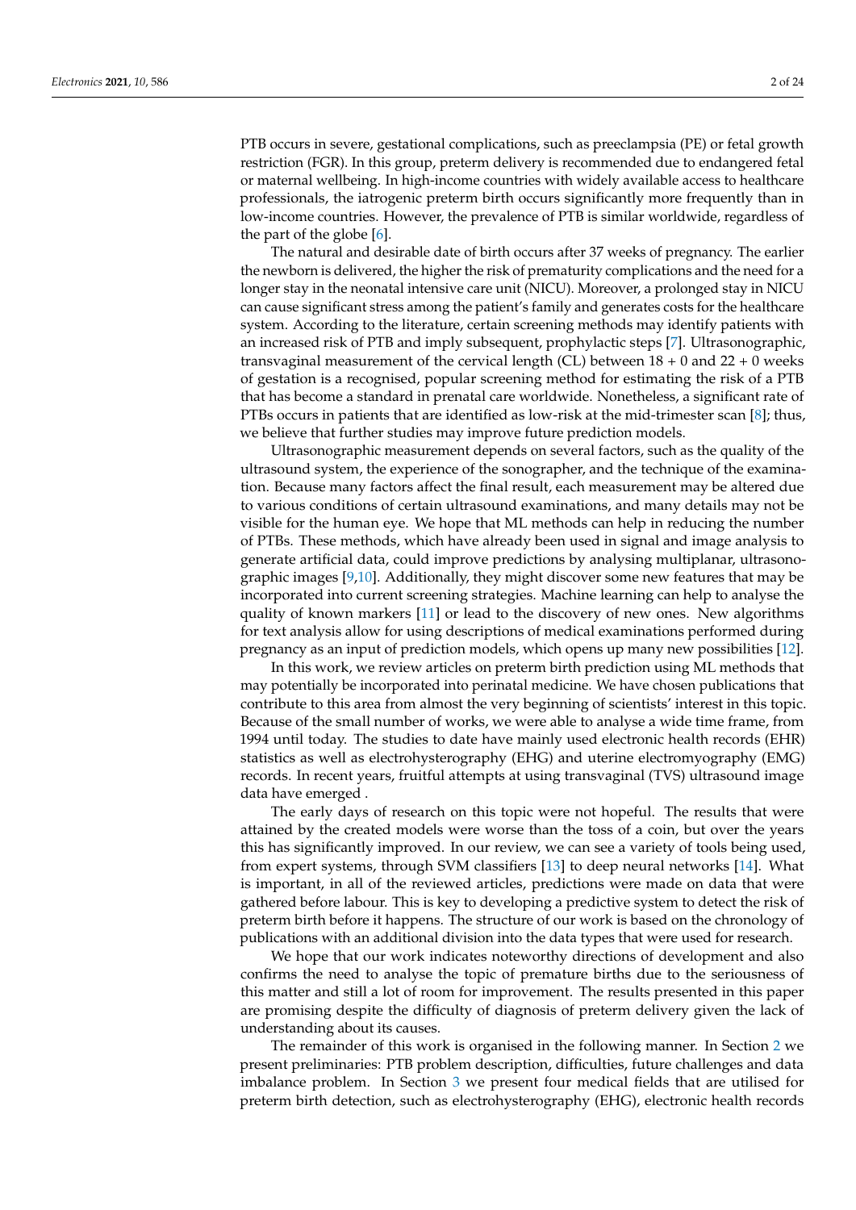PTB occurs in severe, gestational complications, such as preeclampsia (PE) or fetal growth restriction (FGR). In this group, preterm delivery is recommended due to endangered fetal or maternal wellbeing. In high-income countries with widely available access to healthcare professionals, the iatrogenic preterm birth occurs significantly more frequently than in low-income countries. However, the prevalence of PTB is similar worldwide, regardless of the part of the globe [6].

The natural and desirable date of birth occurs after 37 weeks of pregnancy. The earlier the newborn is delivered, the higher the risk of prematurity complications and the need for a longer stay in the neonatal intensive care unit (NICU). Moreover, a prolonged stay in NICU can cause significant stress among the patient's family and generates costs for the healthcare system. According to the literature, certain screening methods may identify patients with an increased risk of PTB and imply subsequent, prophylactic steps [7]. Ultrasonographic, transvaginal measurement of the cervical length (CL) between 18 + 0 and 22 + 0 weeks of gestation is a recognised, popular screening method for estimating the risk of a PTB that has become a standard in prenatal care worldwide. Nonetheless, a significant rate of PTBs occurs in patients that are identified as low-risk at the mid-trimester scan [8]; thus, we believe that further studies may improve future prediction models.

Ultrasonographic measurement depends on several factors, such as the quality of the ultrasound system, the experience of the sonographer, and the technique of the examination. Because many factors affect the final result, each measurement may be altered due to various conditions of certain ultrasound examinations, and many details may not be visible for the human eye. We hope that ML methods can help in reducing the number of PTBs. These methods, which have already been used in signal and image analysis to generate artificial data, could improve predictions by analysing multiplanar, ultrasonographic images [9,10]. Additionally, they might discover some new features that may be incorporated into current screening strategies. Machine learning can help to analyse the quality of known markers [11] or lead to the discovery of new ones. New algorithms for text analysis allow for using descriptions of medical examinations performed during pregnancy as an input of prediction models, which opens up many new possibilities [12].

In this work, we review articles on preterm birth prediction using ML methods that may potentially be incorporated into perinatal medicine. We have chosen publications that contribute to this area from almost the very beginning of scientists' interest in this topic. Because of the small number of works, we were able to analyse a wide time frame, from 1994 until today. The studies to date have mainly used electronic health records (EHR) statistics as well as electrohysterography (EHG) and uterine electromyography (EMG) records. In recent years, fruitful attempts at using transvaginal (TVS) ultrasound image data have emerged .

The early days of research on this topic were not hopeful. The results that were attained by the created models were worse than the toss of a coin, but over the years this has significantly improved. In our review, we can see a variety of tools being used, from expert systems, through SVM classifiers [13] to deep neural networks [14]. What is important, in all of the reviewed articles, predictions were made on data that were gathered before labour. This is key to developing a predictive system to detect the risk of preterm birth before it happens. The structure of our work is based on the chronology of publications with an additional division into the data types that were used for research.

We hope that our work indicates noteworthy directions of development and also confirms the need to analyse the topic of premature births due to the seriousness of this matter and still a lot of room for improvement. The results presented in this paper are promising despite the difficulty of diagnosis of preterm delivery given the lack of understanding about its causes.

The remainder of this work is organised in the following manner. In Section 2 we present preliminaries: PTB problem description, difficulties, future challenges and data imbalance problem. In Section 3 we present four medical fields that are utilised for preterm birth detection, such as electrohysterography (EHG), electronic health records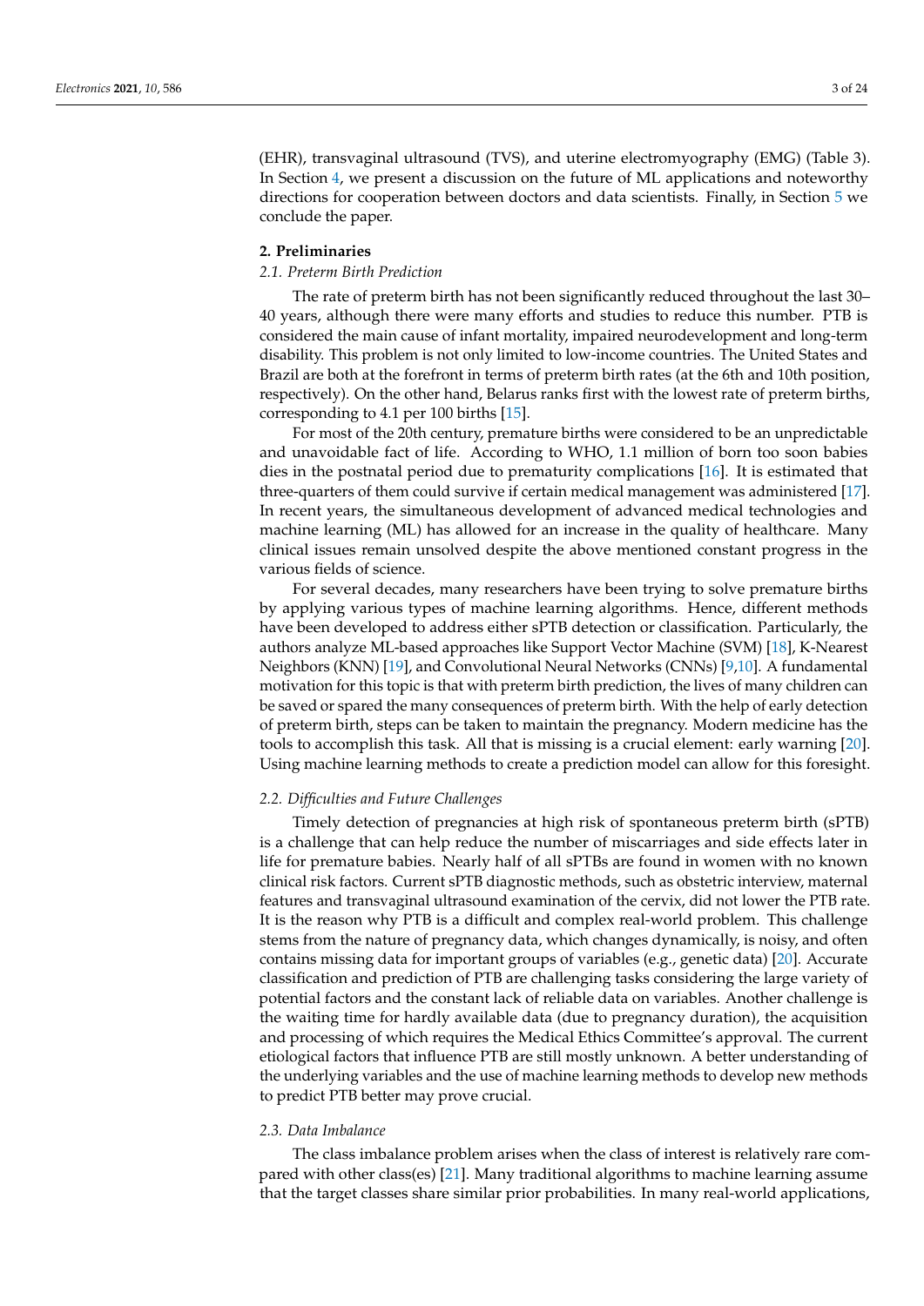(EHR), transvaginal ultrasound (TVS), and uterine electromyography (EMG) (Table 3). In Section 4, we present a discussion on the future of ML applications and noteworthy directions for cooperation between doctors and data scientists. Finally, in Section 5 we conclude the paper.

## 2. Preliminaries

### *2.1. Preterm Birth Prediction*

The rate of preterm birth has not been significantly reduced throughout the last 30–40 years, although there were many efforts and studies to reduce this number. PTB is considered the main cause of infant mortality, impaired neurodevelopment and long-term disability. This problem is not only limited to low-income countries. The United States and Brazil are both at the forefront in terms of preterm birth rates (at the 6th and 10th position, respectively). On the other hand, Belarus ranks first with the lowest rate of preterm births, corresponding to 4.1 per 100 births [15].

For most of the 20th century, premature births were considered to be an unpredictable and unavoidable fact of life. According to WHO, 1.1 million of born too soon babies dies in the postnatal period due to prematurity complications [16]. It is estimated that three-quarters of them could survive if certain medical management was administered [17]. In recent years, the simultaneous development of advanced medical technologies and machine learning (ML) has allowed for an increase in the quality of healthcare. Many clinical issues remain unsolved despite the above mentioned constant progress in the various fields of science.

For several decades, many researchers have been trying to solve premature births by applying various types of machine learning algorithms. Hence, different methods have been developed to address either sPTB detection or classification. Particularly, the authors analyze ML-based approaches like Support Vector Machine (SVM) [18], K-Nearest Neighbors (KNN) [19], and Convolutional Neural Networks (CNNs) [9,10]. A fundamental motivation for this topic is that with preterm birth prediction, the lives of many children can be saved or spared the many consequences of preterm birth. With the help of early detection of preterm birth, steps can be taken to maintain the pregnancy. Modern medicine has the tools to accomplish this task. All that is missing is a crucial element: early warning [20]. Using machine learning methods to create a prediction model can allow for this foresight.

### *2.2. Difficulties and Future Challenges*

Timely detection of pregnancies at high risk of spontaneous preterm birth (sPTB) is a challenge that can help reduce the number of miscarriages and side effects later in life for premature babies. Nearly half of all sPTBs are found in women with no known clinical risk factors. Current sPTB diagnostic methods, such as obstetric interview, maternal features and transvaginal ultrasound examination of the cervix, did not lower the PTB rate. It is the reason why PTB is a difficult and complex real-world problem. This challenge stems from the nature of pregnancy data, which changes dynamically, is noisy, and often contains missing data for important groups of variables (e.g., genetic data) [20]. Accurate classification and prediction of PTB are challenging tasks considering the large variety of potential factors and the constant lack of reliable data on variables. Another challenge is the waiting time for hardly available data (due to pregnancy duration), the acquisition and processing of which requires the Medical Ethics Committee's approval. The current etiological factors that influence PTB are still mostly unknown. A better understanding of the underlying variables and the use of machine learning methods to develop new methods to predict PTB better may prove crucial.

### *2.3. Data Imbalance*

The class imbalance problem arises when the class of interest is relatively rare compared with other class(es) [21]. Many traditional algorithms to machine learning assume that the target classes share similar prior probabilities. In many real-world applications,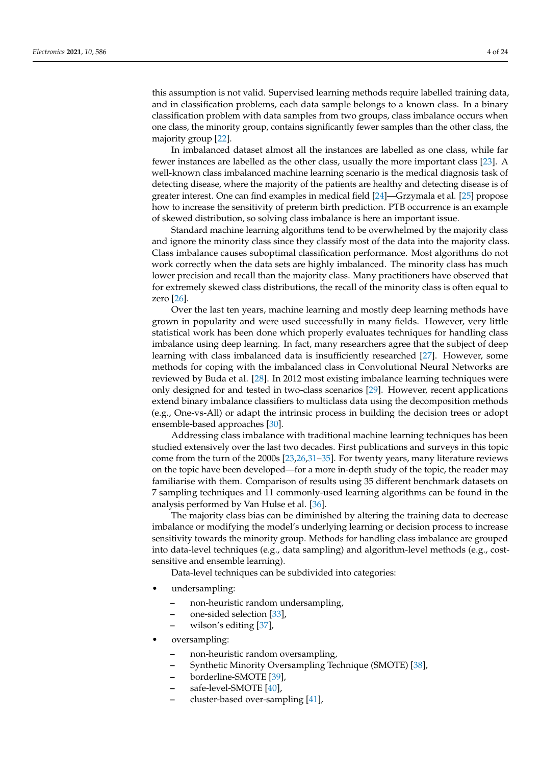this assumption is not valid. Supervised learning methods require labelled training data, and in classification problems, each data sample belongs to a known class. In a binary classification problem with data samples from two groups, class imbalance occurs when one class, the minority group, contains significantly fewer samples than the other class, the majority group [22].

In imbalanced dataset almost all the instances are labelled as one class, while far fewer instances are labelled as the other class, usually the more important class [23]. A well-known class imbalanced machine learning scenario is the medical diagnosis task of detecting disease, where the majority of the patients are healthy and detecting disease is of greater interest. One can find examples in medical field [24]—Grzymala et al. [25] propose how to increase the sensitivity of preterm birth prediction. PTB occurrence is an example of skewed distribution, so solving class imbalance is here an important issue.

Standard machine learning algorithms tend to be overwhelmed by the majority class and ignore the minority class since they classify most of the data into the majority class. Class imbalance causes suboptimal classification performance. Most algorithms do not work correctly when the data sets are highly imbalanced. The minority class has much lower precision and recall than the majority class. Many practitioners have observed that for extremely skewed class distributions, the recall of the minority class is often equal to zero [26].

Over the last ten years, machine learning and mostly deep learning methods have grown in popularity and were used successfully in many fields. However, very little statistical work has been done which properly evaluates techniques for handling class imbalance using deep learning. In fact, many researchers agree that the subject of deep learning with class imbalanced data is insufficiently researched [27]. However, some methods for coping with the imbalanced class in Convolutional Neural Networks are reviewed by Buda et al. [28]. In 2012 most existing imbalance learning techniques were only designed for and tested in two-class scenarios [29]. However, recent applications extend binary imbalance classifiers to multiclass data using the decomposition methods (e.g., One-vs-All) or adapt the intrinsic process in building the decision trees or adopt ensemble-based approaches [30].

Addressing class imbalance with traditional machine learning techniques has been studied extensively over the last two decades. First publications and surveys in this topic come from the turn of the 2000s [23,26,31–35]. For twenty years, many literature reviews on the topic have been developed—for a more in-depth study of the topic, the reader may familiarise with them. Comparison of results using 35 different benchmark datasets on 7 sampling techniques and 11 commonly-used learning algorithms can be found in the analysis performed by Van Hulse et al. [36].

The majority class bias can be diminished by altering the training data to decrease imbalance or modifying the model's underlying learning or decision process to increase sensitivity towards the minority group. Methods for handling class imbalance are grouped into data-level techniques (e.g., data sampling) and algorithm-level methods (e.g., cost-sensitive and ensemble learning).

Data-level techniques can be subdivided into categories:

- undersampling:
  - non-heuristic random undersampling,
  - one-sided selection [33],
  - wilson's editing [37],
- oversampling:
  - non-heuristic random oversampling,
  - Synthetic Minority Oversampling Technique (SMOTE) [38],
  - borderline-SMOTE [39],
  - safe-level-SMOTE [40],
  - cluster-based over-sampling [41],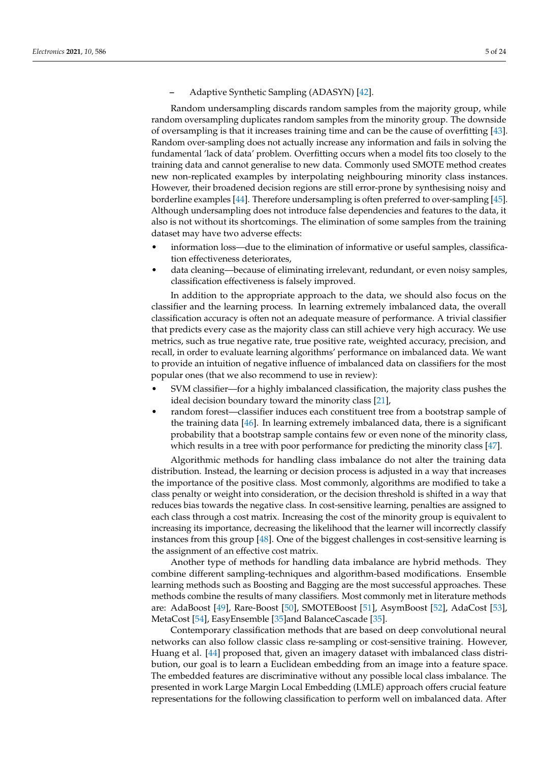- Adaptive Synthetic Sampling (ADASYN) [42].

Random undersampling discards random samples from the majority group, while random oversampling duplicates random samples from the minority group. The downside of oversampling is that it increases training time and can be the cause of overfitting [43]. Random over-sampling does not actually increase any information and fails in solving the fundamental 'lack of data' problem. Overfitting occurs when a model fits too closely to the training data and cannot generalise to new data. Commonly used SMOTE method creates new non-replicated examples by interpolating neighbouring minority class instances. However, their broadened decision regions are still error-prone by synthesising noisy and borderline examples [44]. Therefore undersampling is often preferred to over-sampling [45]. Although undersampling does not introduce false dependencies and features to the data, it also is not without its shortcomings. The elimination of some samples from the training dataset may have two adverse effects:

- information loss—due to the elimination of informative or useful samples, classification effectiveness deteriorates,
- data cleaning—because of eliminating irrelevant, redundant, or even noisy samples, classification effectiveness is falsely improved.

In addition to the appropriate approach to the data, we should also focus on the classifier and the learning process. In learning extremely imbalanced data, the overall classification accuracy is often not an adequate measure of performance. A trivial classifier that predicts every case as the majority class can still achieve very high accuracy. We use metrics, such as true negative rate, true positive rate, weighted accuracy, precision, and recall, in order to evaluate learning algorithms' performance on imbalanced data. We want to provide an intuition of negative influence of imbalanced data on classifiers for the most popular ones (that we also recommend to use in review):

- SVM classifier—for a highly imbalanced classification, the majority class pushes the ideal decision boundary toward the minority class [21],
- random forest—classifier induces each constituent tree from a bootstrap sample of the training data [46]. In learning extremely imbalanced data, there is a significant probability that a bootstrap sample contains few or even none of the minority class, which results in a tree with poor performance for predicting the minority class [47].

Algorithmic methods for handling class imbalance do not alter the training data distribution. Instead, the learning or decision process is adjusted in a way that increases the importance of the positive class. Most commonly, algorithms are modified to take a class penalty or weight into consideration, or the decision threshold is shifted in a way that reduces bias towards the negative class. In cost-sensitive learning, penalties are assigned to each class through a cost matrix. Increasing the cost of the minority group is equivalent to increasing its importance, decreasing the likelihood that the learner will incorrectly classify instances from this group [48]. One of the biggest challenges in cost-sensitive learning is the assignment of an effective cost matrix.

Another type of methods for handling data imbalance are hybrid methods. They combine different sampling-techniques and algorithm-based modifications. Ensemble learning methods such as Boosting and Bagging are the most successful approaches. These methods combine the results of many classifiers. Most commonly met in literature methods are: AdaBoost [49], Rare-Boost [50], SMOTEBoost [51], AsymBoost [52], AdaCost [53], MetaCost [54], EasyEnsemble [35]and BalanceCascade [35].

Contemporary classification methods that are based on deep convolutional neural networks can also follow classic class re-sampling or cost-sensitive training. However, Huang et al. [44] proposed that, given an imagery dataset with imbalanced class distribution, our goal is to learn a Euclidean embedding from an image into a feature space. The embedded features are discriminative without any possible local class imbalance. The presented in work Large Margin Local Embedding (LMLE) approach offers crucial feature representations for the following classification to perform well on imbalanced data. After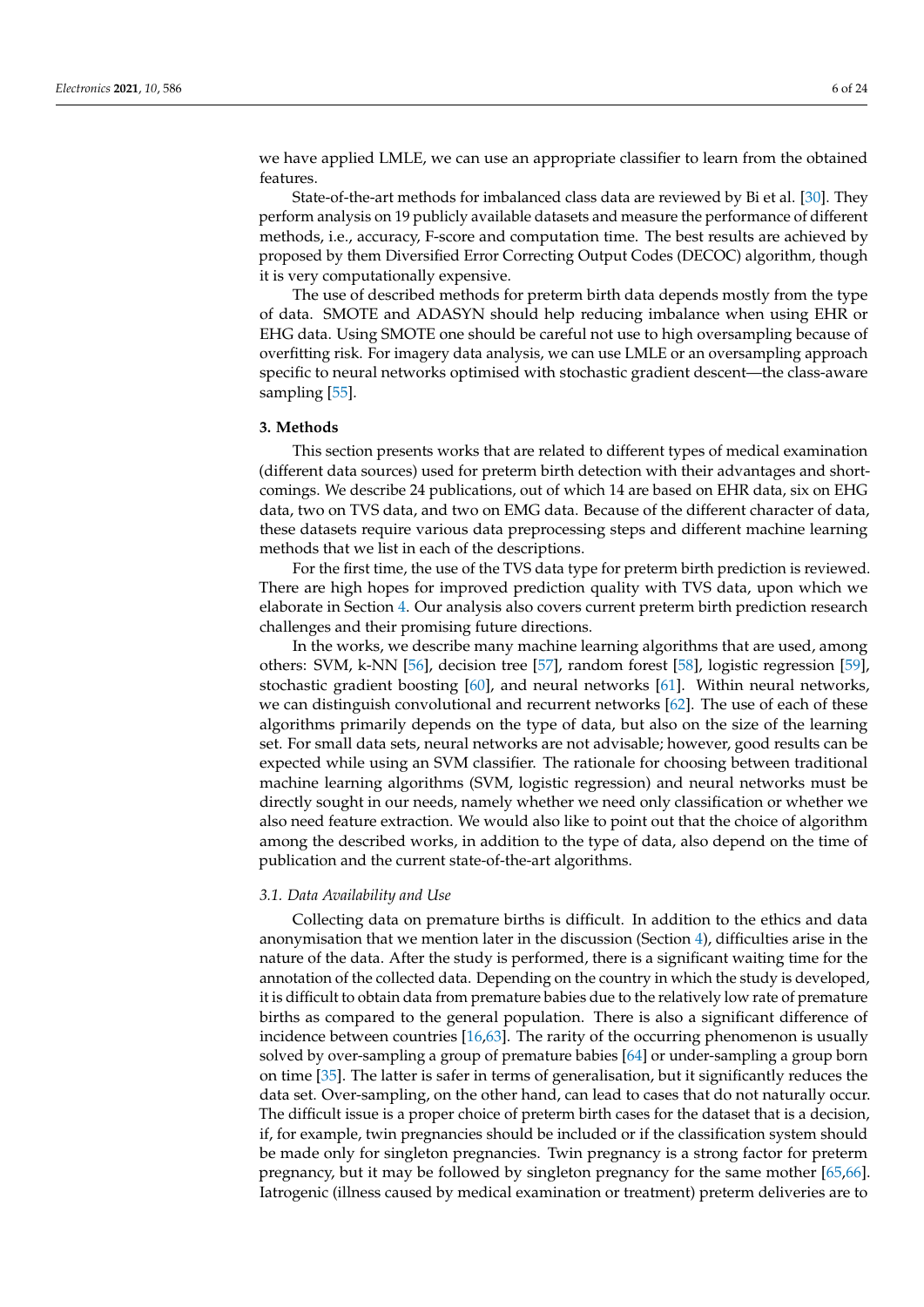we have applied LMLE, we can use an appropriate classifier to learn from the obtained features.

State-of-the-art methods for imbalanced class data are reviewed by Bi et al. [30]. They perform analysis on 19 publicly available datasets and measure the performance of different methods, i.e., accuracy, F-score and computation time. The best results are achieved by proposed by them Diversified Error Correcting Output Codes (DECOC) algorithm, though it is very computationally expensive.

The use of described methods for preterm birth data depends mostly from the type of data. SMOTE and ADASYN should help reducing imbalance when using EHR or EHG data. Using SMOTE one should be careful not use to high oversampling because of overfitting risk. For imagery data analysis, we can use LMLE or an oversampling approach specific to neural networks optimised with stochastic gradient descent—the class-aware sampling [55].

## 3. Methods

This section presents works that are related to different types of medical examination (different data sources) used for preterm birth detection with their advantages and shortcomings. We describe 24 publications, out of which 14 are based on EHR data, six on EHG data, two on TVS data, and two on EMG data. Because of the different character of data, these datasets require various data preprocessing steps and different machine learning methods that we list in each of the descriptions.

For the first time, the use of the TVS data type for preterm birth prediction is reviewed. There are high hopes for improved prediction quality with TVS data, upon which we elaborate in Section 4. Our analysis also covers current preterm birth prediction research challenges and their promising future directions.

In the works, we describe many machine learning algorithms that are used, among others: SVM, k-NN [56], decision tree [57], random forest [58], logistic regression [59], stochastic gradient boosting [60], and neural networks [61]. Within neural networks, we can distinguish convolutional and recurrent networks [62]. The use of each of these algorithms primarily depends on the type of data, but also on the size of the learning set. For small data sets, neural networks are not advisable; however, good results can be expected while using an SVM classifier. The rationale for choosing between traditional machine learning algorithms (SVM, logistic regression) and neural networks must be directly sought in our needs, namely whether we need only classification or whether we also need feature extraction. We would also like to point out that the choice of algorithm among the described works, in addition to the type of data, also depend on the time of publication and the current state-of-the-art algorithms.

### 3.1. Data Availability and Use

Collecting data on premature births is difficult. In addition to the ethics and data anonymisation that we mention later in the discussion (Section 4), difficulties arise in the nature of the data. After the study is performed, there is a significant waiting time for the annotation of the collected data. Depending on the country in which the study is developed, it is difficult to obtain data from premature babies due to the relatively low rate of premature births as compared to the general population. There is also a significant difference of incidence between countries [16,63]. The rarity of the occurring phenomenon is usually solved by over-sampling a group of premature babies [64] or under-sampling a group born on time [35]. The latter is safer in terms of generalisation, but it significantly reduces the data set. Over-sampling, on the other hand, can lead to cases that do not naturally occur. The difficult issue is a proper choice of preterm birth cases for the dataset that is a decision, if, for example, twin pregnancies should be included or if the classification system should be made only for singleton pregnancies. Twin pregnancy is a strong factor for preterm pregnancy, but it may be followed by singleton pregnancy for the same mother [65,66]. Iatrogenic (illness caused by medical examination or treatment) preterm deliveries are to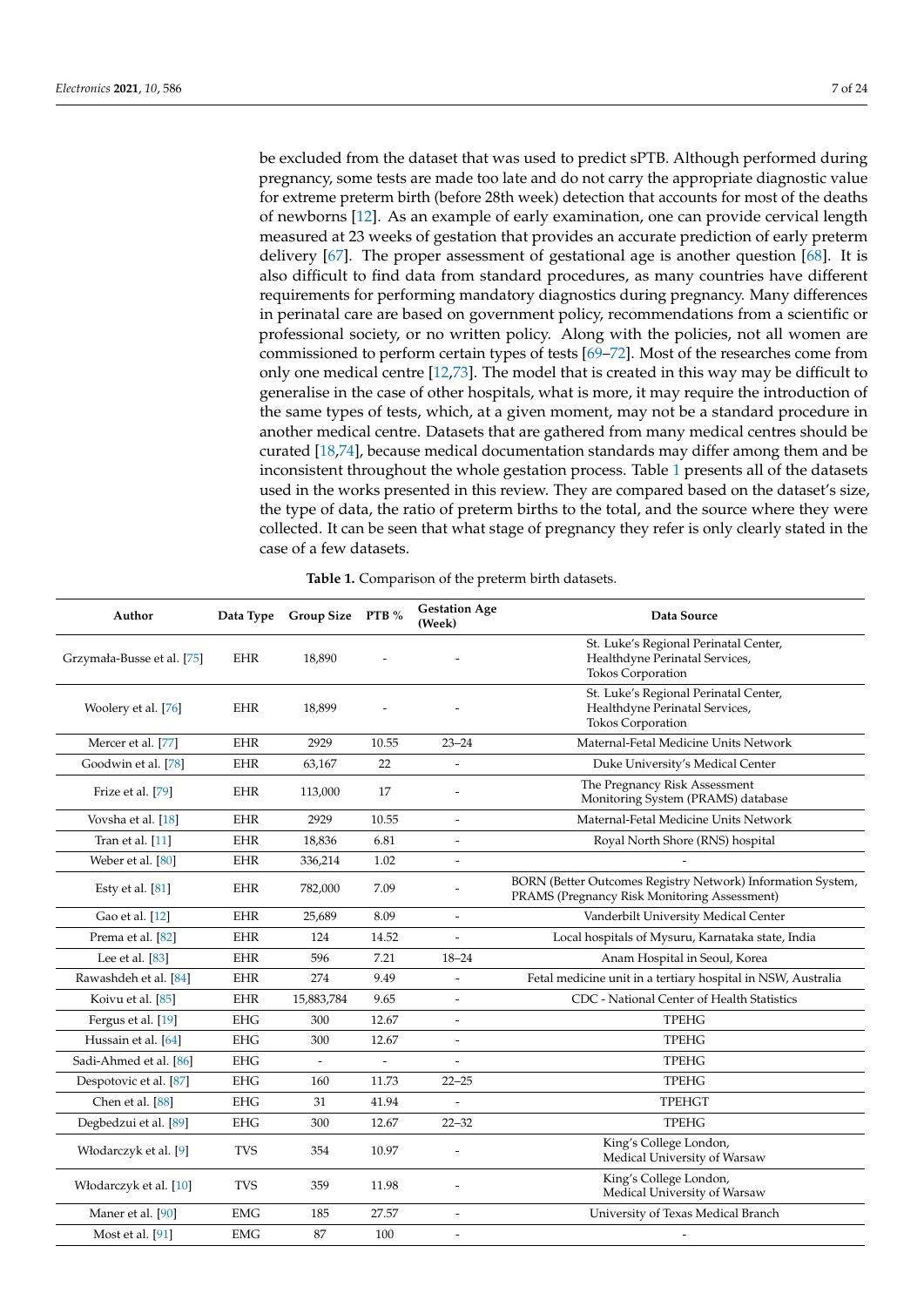be excluded from the dataset that was used to predict sPTB. Although performed during pregnancy, some tests are made too late and do not carry the appropriate diagnostic value for extreme preterm birth (before 28th week) detection that accounts for most of the deaths of newborns [12]. As an example of early examination, one can provide cervical length measured at 23 weeks of gestation that provides an accurate prediction of early preterm delivery [67]. The proper assessment of gestational age is another question [68]. It is also difficult to find data from standard procedures, as many countries have different requirements for performing mandatory diagnostics during pregnancy. Many differences in perinatal care are based on government policy, recommendations from a scientific or professional society, or no written policy. Along with the policies, not all women are commissioned to perform certain types of tests [69–72]. Most of the researches come from only one medical centre [12,73]. The model that is created in this way may be difficult to generalise in the case of other hospitals, what is more, it may require the introduction of the same types of tests, which, at a given moment, may not be a standard procedure in another medical centre. Datasets that are gathered from many medical centres should be curated [18,74], because medical documentation standards may differ among them and be inconsistent throughout the whole gestation process. Table 1 presents all of the datasets used in the works presented in this review. They are compared based on the dataset's size, the type of data, the ratio of preterm births to the total, and the source where they were collected. It can be seen that what stage of pregnancy they refer is only clearly stated in the case of a few datasets.

**Table 1.** Comparison of the preterm birth datasets.

| Author | Data Type | Group Size | PTB % | Gestation Age (Week) | Data Source |
|---|---|---|---|---|---|
| Grzymała-Busse et al. [75] | EHR | 18,890 | - | - | St. Luke's Regional Perinatal Center, Healthdyne Perinatal Services, Tokos Corporation |
| Woolery et al. [76] | EHR | 18,899 | - | - | St. Luke's Regional Perinatal Center, Healthdyne Perinatal Services, Tokos Corporation |
| Mercer et al. [77] | EHR | 2929 | 10.55 | 23–24 | Maternal-Fetal Medicine Units Network |
| Goodwin et al. [78] | EHR | 63,167 | 22 | - | Duke University's Medical Center |
| Frize et al. [79] | EHR | 113,000 | 17 | - | The Pregnancy Risk Assessment Monitoring System (PRAMS) database |
| Vovsha et al. [18] | EHR | 2929 | 10.55 | - | Maternal-Fetal Medicine Units Network |
| Tran et al. [11] | EHR | 18,836 | 6.81 | - | Royal North Shore (RNS) hospital |
| Weber et al. [80] | EHR | 336,214 | 1.02 | - | - |
| Esty et al. [81] | EHR | 782,000 | 7.09 | - | BORN (Better Outcomes Registry Network) Information System, PRAMS (Pregnancy Risk Monitoring Assessment) |
| Gao et al. [12] | EHR | 25,689 | 8.09 | - | Vanderbilt University Medical Center |
| Prema et al. [82] | EHR | 124 | 14.52 | - | Local hospitals of Mysuru, Karnataka state, India |
| Lee et al. [83] | EHR | 596 | 7.21 | 18–24 | Anam Hospital in Seoul, Korea |
| Rawashdeh et al. [84] | EHR | 274 | 9.49 | - | Fetal medicine unit in a tertiary hospital in NSW, Australia |
| Koivu et al. [85] | EHR | 15,883,784 | 9.65 | - | CDC - National Center of Health Statistics |
| Fergus et al. [19] | EHG | 300 | 12.67 | - | TPEHG |
| Hussain et al. [64] | EHG | 300 | 12.67 | - | TPEHG |
| Sadi-Ahmed et al. [86] | EHG | - | - | - | TPEHG |
| Despotovic et al. [87] | EHG | 160 | 11.73 | 22–25 | TPEHG |
| Chen et al. [88] | EHG | 31 | 41.94 | - | TPEHGT |
| Degbedzui et al. [89] | EHG | 300 | 12.67 | 22–32 | TPEHG |
| Włodarczyk et al. [9] | TVS | 354 | 10.97 | - | King's College London, Medical University of Warsaw |
| Włodarczyk et al. [10] | TVS | 359 | 11.98 | - | King's College London, Medical University of Warsaw |
| Maner et al. [90] | EMG | 185 | 27.57 | - | University of Texas Medical Branch |
| Most et al. [91] | EMG | 87 | 100 | - | - |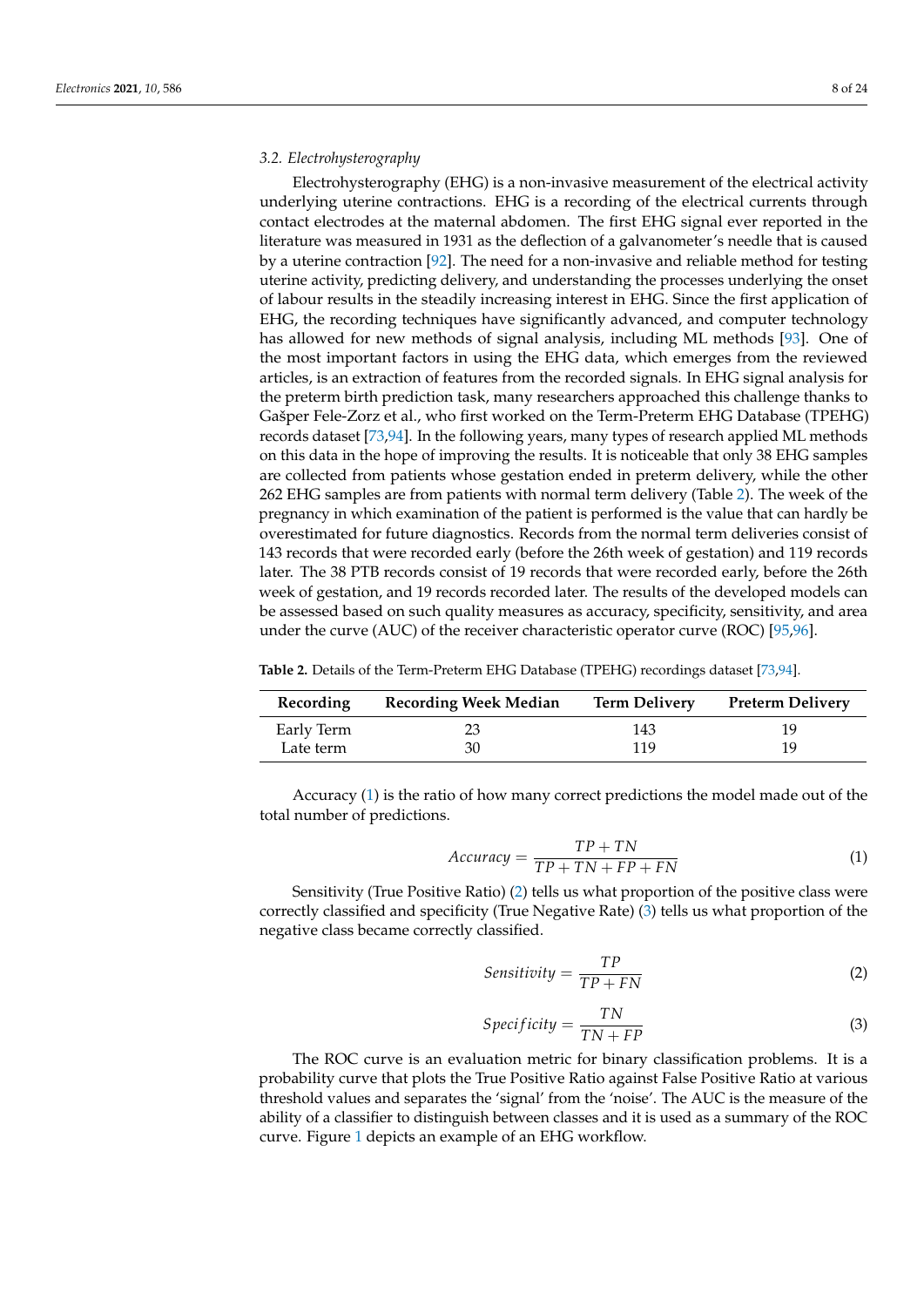### 3.2. Electrohysterography

Electrohysterography (EHG) is a non-invasive measurement of the electrical activity underlying uterine contractions. EHG is a recording of the electrical currents through contact electrodes at the maternal abdomen. The first EHG signal ever reported in the literature was measured in 1931 as the deflection of a galvanometer's needle that is caused by a uterine contraction [92]. The need for a non-invasive and reliable method for testing uterine activity, predicting delivery, and understanding the processes underlying the onset of labour results in the steadily increasing interest in EHG. Since the first application of EHG, the recording techniques have significantly advanced, and computer technology has allowed for new methods of signal analysis, including ML methods [93]. One of the most important factors in using the EHG data, which emerges from the reviewed articles, is an extraction of features from the recorded signals. In EHG signal analysis for the preterm birth prediction task, many researchers approached this challenge thanks to Gašper Fele-Zorz et al., who first worked on the Term-Preterm EHG Database (TPEHG) records dataset [73,94]. In the following years, many types of research applied ML methods on this data in the hope of improving the results. It is noticeable that only 38 EHG samples are collected from patients whose gestation ended in preterm delivery, while the other 262 EHG samples are from patients with normal term delivery (Table 2). The week of the pregnancy in which examination of the patient is performed is the value that can hardly be overestimated for future diagnostics. Records from the normal term deliveries consist of 143 records that were recorded early (before the 26th week of gestation) and 119 records later. The 38 PTB records consist of 19 records that were recorded early, before the 26th week of gestation, and 19 records recorded later. The results of the developed models can be assessed based on such quality measures as accuracy, specificity, sensitivity, and area under the curve (AUC) of the receiver characteristic operator curve (ROC) [95,96].

**Table 2.** Details of the Term-Preterm EHG Database (TPEHG) recordings dataset [73,94].

| Recording | Recording Week Median | Term Delivery | Preterm Delivery |
|---|---|---|---|
| Early Term | 23 | 143 | 19 |
| Late term | 30 | 119 | 19 |

Accuracy (1) is the ratio of how many correct predictions the model made out of the total number of predictions.

$$Accuracy = \frac{TP + TN}{TP + TN + FP + FN} \tag{1}$$

Sensitivity (True Positive Ratio) (2) tells us what proportion of the positive class were correctly classified and specificity (True Negative Rate) (3) tells us what proportion of the negative class became correctly classified.

$$Sensitivity = \frac{TP}{TP + FN} \tag{2}$$

$$Specificity = \frac{TN}{TN + FP} \tag{3}$$

The ROC curve is an evaluation metric for binary classification problems. It is a probability curve that plots the True Positive Ratio against False Positive Ratio at various threshold values and separates the 'signal' from the 'noise'. The AUC is the measure of the ability of a classifier to distinguish between classes and it is used as a summary of the ROC curve. Figure 1 depicts an example of an EHG workflow.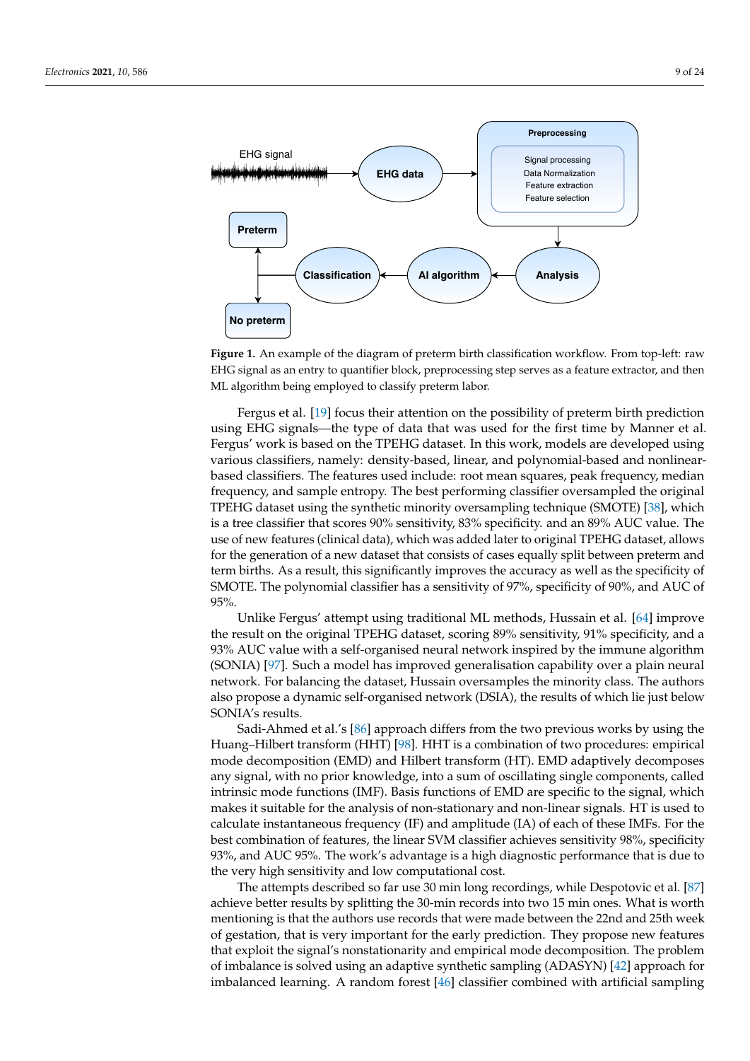**Figure 1.** An example of the diagram of preterm birth classification workflow. From top-left: raw EHG signal as an entry to quantifier block, preprocessing step serves as a feature extractor, and then ML algorithm being employed to classify preterm labor.

Fergus et al. [19] focus their attention on the possibility of preterm birth prediction using EHG signals—the type of data that was used for the first time by Manner et al. Fergus' work is based on the TPEHG dataset. In this work, models are developed using various classifiers, namely: density-based, linear, and polynomial-based and nonlinear-based classifiers. The features used include: root mean squares, peak frequency, median frequency, and sample entropy. The best performing classifier oversampled the original TPEHG dataset using the synthetic minority oversampling technique (SMOTE) [38], which is a tree classifier that scores 90% sensitivity, 83% specificity. and an 89% AUC value. The use of new features (clinical data), which was added later to original TPEHG dataset, allows for the generation of a new dataset that consists of cases equally split between preterm and term births. As a result, this significantly improves the accuracy as well as the specificity of SMOTE. The polynomial classifier has a sensitivity of 97%, specificity of 90%, and AUC of 95%.

Unlike Fergus' attempt using traditional ML methods, Hussain et al. [64] improve the result on the original TPEHG dataset, scoring 89% sensitivity, 91% specificity, and a 93% AUC value with a self-organised neural network inspired by the immune algorithm (SONIA) [97]. Such a model has improved generalisation capability over a plain neural network. For balancing the dataset, Hussain oversamples the minority class. The authors also propose a dynamic self-organised network (DSIA), the results of which lie just below SONIA's results.

Sadi-Ahmed et al.'s [86] approach differs from the two previous works by using the Huang–Hilbert transform (HHT) [98]. HHT is a combination of two procedures: empirical mode decomposition (EMD) and Hilbert transform (HT). EMD adaptively decomposes any signal, with no prior knowledge, into a sum of oscillating single components, called intrinsic mode functions (IMF). Basis functions of EMD are specific to the signal, which makes it suitable for the analysis of non-stationary and non-linear signals. HT is used to calculate instantaneous frequency (IF) and amplitude (IA) of each of these IMFs. For the best combination of features, the linear SVM classifier achieves sensitivity 98%, specificity 93%, and AUC 95%. The work's advantage is a high diagnostic performance that is due to the very high sensitivity and low computational cost.

The attempts described so far use 30 min long recordings, while Despotovic et al. [87] achieve better results by splitting the 30-min records into two 15 min ones. What is worth mentioning is that the authors use records that were made between the 22nd and 25th week of gestation, that is very important for the early prediction. They propose new features that exploit the signal's nonstationarity and empirical mode decomposition. The problem of imbalance is solved using an adaptive synthetic sampling (ADASYN) [42] approach for imbalanced learning. A random forest [46] classifier combined with artificial sampling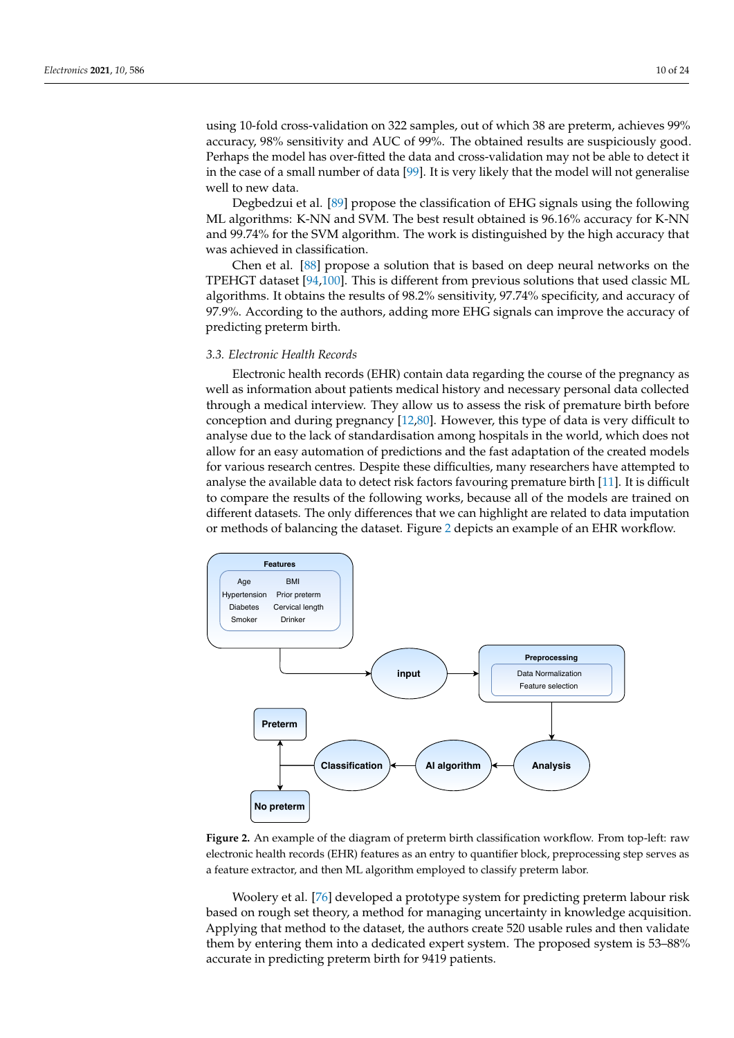using 10-fold cross-validation on 322 samples, out of which 38 are preterm, achieves 99% accuracy, 98% sensitivity and AUC of 99%. The obtained results are suspiciously good. Perhaps the model has over-fitted the data and cross-validation may not be able to detect it in the case of a small number of data [99]. It is very likely that the model will not generalise well to new data.

Degbedzui et al. [89] propose the classification of EHG signals using the following ML algorithms: K-NN and SVM. The best result obtained is 96.16% accuracy for K-NN and 99.74% for the SVM algorithm. The work is distinguished by the high accuracy that was achieved in classification.

Chen et al. [88] propose a solution that is based on deep neural networks on the TPEHGT dataset [94,100]. This is different from previous solutions that used classic ML algorithms. It obtains the results of 98.2% sensitivity, 97.74% specificity, and accuracy of 97.9%. According to the authors, adding more EHG signals can improve the accuracy of predicting preterm birth.

### 3.3. Electronic Health Records

Electronic health records (EHR) contain data regarding the course of the pregnancy as well as information about patients medical history and necessary personal data collected through a medical interview. They allow us to assess the risk of premature birth before conception and during pregnancy [12,80]. However, this type of data is very difficult to analyse due to the lack of standardisation among hospitals in the world, which does not allow for an easy automation of predictions and the fast adaptation of the created models for various research centres. Despite these difficulties, many researchers have attempted to analyse the available data to detect risk factors favouring premature birth [11]. It is difficult to compare the results of the following works, because all of the models are trained on different datasets. The only differences that we can highlight are related to data imputation or methods of balancing the dataset. Figure 2 depicts an example of an EHR workflow.

**Figure 2.** An example of the diagram of preterm birth classification workflow. From top-left: raw electronic health records (EHR) features as an entry to quantifier block, preprocessing step serves as a feature extractor, and then ML algorithm employed to classify preterm labor.

Woolery et al. [76] developed a prototype system for predicting preterm labour risk based on rough set theory, a method for managing uncertainty in knowledge acquisition. Applying that method to the dataset, the authors create 520 usable rules and then validate them by entering them into a dedicated expert system. The proposed system is 53–88% accurate in predicting preterm birth for 9419 patients.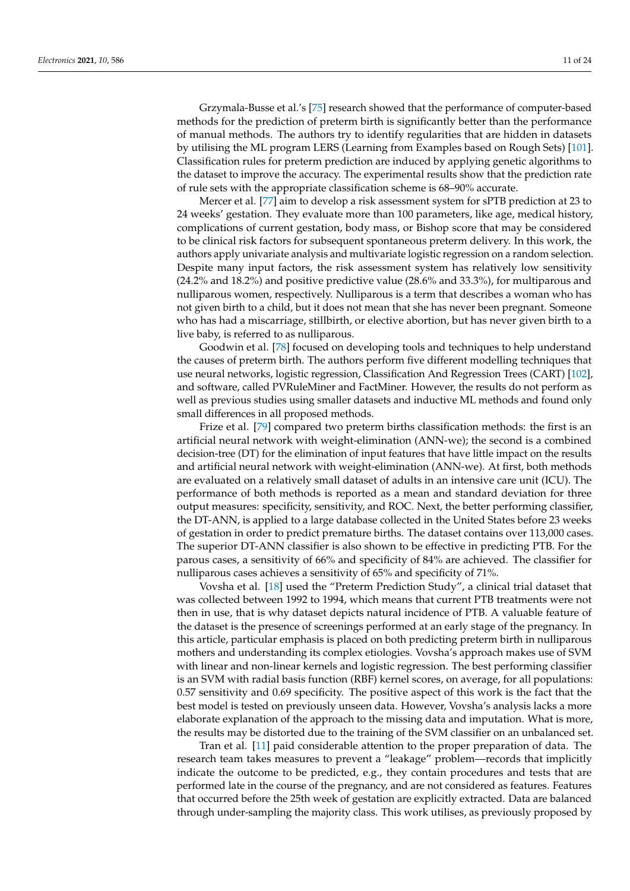Grzymala-Busse et al.'s [75] research showed that the performance of computer-based methods for the prediction of preterm birth is significantly better than the performance of manual methods. The authors try to identify regularities that are hidden in datasets by utilising the ML program LERS (Learning from Examples based on Rough Sets) [101]. Classification rules for preterm prediction are induced by applying genetic algorithms to the dataset to improve the accuracy. The experimental results show that the prediction rate of rule sets with the appropriate classification scheme is 68–90% accurate.

Mercer et al. [77] aim to develop a risk assessment system for sPTB prediction at 23 to 24 weeks' gestation. They evaluate more than 100 parameters, like age, medical history, complications of current gestation, body mass, or Bishop score that may be considered to be clinical risk factors for subsequent spontaneous preterm delivery. In this work, the authors apply univariate analysis and multivariate logistic regression on a random selection. Despite many input factors, the risk assessment system has relatively low sensitivity (24.2% and 18.2%) and positive predictive value (28.6% and 33.3%), for multiparous and nulliparous women, respectively. Nulliparous is a term that describes a woman who has not given birth to a child, but it does not mean that she has never been pregnant. Someone who has had a miscarriage, stillbirth, or elective abortion, but has never given birth to a live baby, is referred to as nulliparous.

Goodwin et al. [78] focused on developing tools and techniques to help understand the causes of preterm birth. The authors perform five different modelling techniques that use neural networks, logistic regression, Classification And Regression Trees (CART) [102], and software, called PVRuleMiner and FactMiner. However, the results do not perform as well as previous studies using smaller datasets and inductive ML methods and found only small differences in all proposed methods.

Frize et al. [79] compared two preterm births classification methods: the first is an artificial neural network with weight-elimination (ANN-we); the second is a combined decision-tree (DT) for the elimination of input features that have little impact on the results and artificial neural network with weight-elimination (ANN-we). At first, both methods are evaluated on a relatively small dataset of adults in an intensive care unit (ICU). The performance of both methods is reported as a mean and standard deviation for three output measures: specificity, sensitivity, and ROC. Next, the better performing classifier, the DT-ANN, is applied to a large database collected in the United States before 23 weeks of gestation in order to predict premature births. The dataset contains over 113,000 cases. The superior DT-ANN classifier is also shown to be effective in predicting PTB. For the parous cases, a sensitivity of 66% and specificity of 84% are achieved. The classifier for nulliparous cases achieves a sensitivity of 65% and specificity of 71%.

Vovsha et al. [18] used the "Preterm Prediction Study", a clinical trial dataset that was collected between 1992 to 1994, which means that current PTB treatments were not then in use, that is why dataset depicts natural incidence of PTB. A valuable feature of the dataset is the presence of screenings performed at an early stage of the pregnancy. In this article, particular emphasis is placed on both predicting preterm birth in nulliparous mothers and understanding its complex etiologies. Vovsha's approach makes use of SVM with linear and non-linear kernels and logistic regression. The best performing classifier is an SVM with radial basis function (RBF) kernel scores, on average, for all populations: 0.57 sensitivity and 0.69 specificity. The positive aspect of this work is the fact that the best model is tested on previously unseen data. However, Vovsha's analysis lacks a more elaborate explanation of the approach to the missing data and imputation. What is more, the results may be distorted due to the training of the SVM classifier on an unbalanced set.

Tran et al. [11] paid considerable attention to the proper preparation of data. The research team takes measures to prevent a "leakage" problem—records that implicitly indicate the outcome to be predicted, e.g., they contain procedures and tests that are performed late in the course of the pregnancy, and are not considered as features. Features that occurred before the 25th week of gestation are explicitly extracted. Data are balanced through under-sampling the majority class. This work utilises, as previously proposed by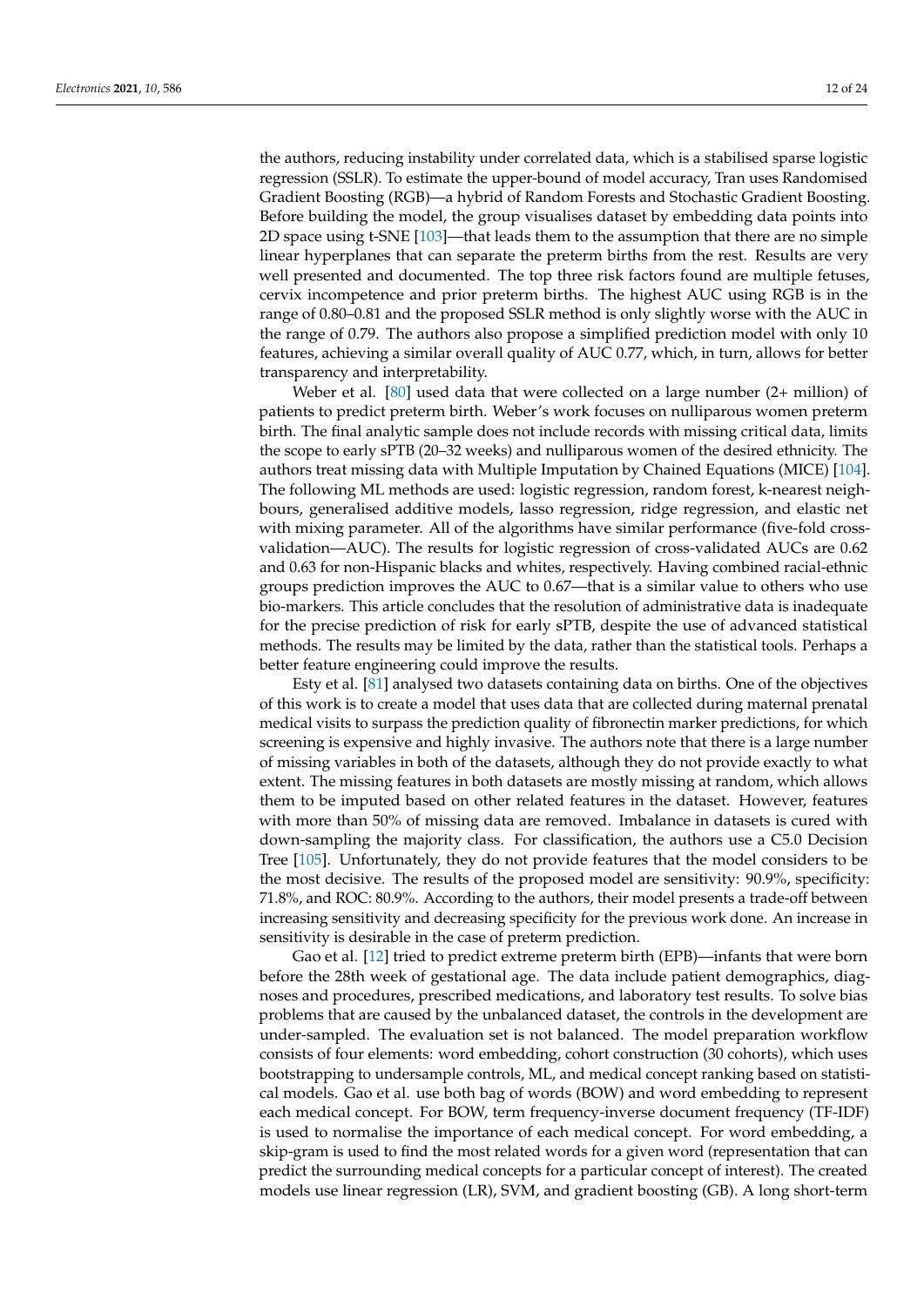the authors, reducing instability under correlated data, which is a stabilised sparse logistic regression (SSLR). To estimate the upper-bound of model accuracy, Tran uses Randomised Gradient Boosting (RGB)—a hybrid of Random Forests and Stochastic Gradient Boosting. Before building the model, the group visualises dataset by embedding data points into 2D space using t-SNE [103]—that leads them to the assumption that there are no simple linear hyperplanes that can separate the preterm births from the rest. Results are very well presented and documented. The top three risk factors found are multiple fetuses, cervix incompetence and prior preterm births. The highest AUC using RGB is in the range of 0.80–0.81 and the proposed SSLR method is only slightly worse with the AUC in the range of 0.79. The authors also propose a simplified prediction model with only 10 features, achieving a similar overall quality of AUC 0.77, which, in turn, allows for better transparency and interpretability.

Weber et al. [80] used data that were collected on a large number (2+ million) of patients to predict preterm birth. Weber's work focuses on nulliparous women preterm birth. The final analytic sample does not include records with missing critical data, limits the scope to early sPTB (20–32 weeks) and nulliparous women of the desired ethnicity. The authors treat missing data with Multiple Imputation by Chained Equations (MICE) [104]. The following ML methods are used: logistic regression, random forest, k-nearest neighbours, generalised additive models, lasso regression, ridge regression, and elastic net with mixing parameter. All of the algorithms have similar performance (five-fold cross-validation—AUC). The results for logistic regression of cross-validated AUCs are 0.62 and 0.63 for non-Hispanic blacks and whites, respectively. Having combined racial-ethnic groups prediction improves the AUC to 0.67—that is a similar value to others who use bio-markers. This article concludes that the resolution of administrative data is inadequate for the precise prediction of risk for early sPTB, despite the use of advanced statistical methods. The results may be limited by the data, rather than the statistical tools. Perhaps a better feature engineering could improve the results.

Esty et al. [81] analysed two datasets containing data on births. One of the objectives of this work is to create a model that uses data that are collected during maternal prenatal medical visits to surpass the prediction quality of fibronectin marker predictions, for which screening is expensive and highly invasive. The authors note that there is a large number of missing variables in both of the datasets, although they do not provide exactly to what extent. The missing features in both datasets are mostly missing at random, which allows them to be imputed based on other related features in the dataset. However, features with more than 50% of missing data are removed. Imbalance in datasets is cured with down-sampling the majority class. For classification, the authors use a C5.0 Decision Tree [105]. Unfortunately, they do not provide features that the model considers to be the most decisive. The results of the proposed model are sensitivity: 90.9%, specificity: 71.8%, and ROC: 80.9%. According to the authors, their model presents a trade-off between increasing sensitivity and decreasing specificity for the previous work done. An increase in sensitivity is desirable in the case of preterm prediction.

Gao et al. [12] tried to predict extreme preterm birth (EPB)—infants that were born before the 28th week of gestational age. The data include patient demographics, diagnoses and procedures, prescribed medications, and laboratory test results. To solve bias problems that are caused by the unbalanced dataset, the controls in the development are under-sampled. The evaluation set is not balanced. The model preparation workflow consists of four elements: word embedding, cohort construction (30 cohorts), which uses bootstrapping to undersample controls, ML, and medical concept ranking based on statistical models. Gao et al. use both bag of words (BOW) and word embedding to represent each medical concept. For BOW, term frequency-inverse document frequency (TF-IDF) is used to normalise the importance of each medical concept. For word embedding, a skip-gram is used to find the most related words for a given word (representation that can predict the surrounding medical concepts for a particular concept of interest). The created models use linear regression (LR), SVM, and gradient boosting (GB). A long short-term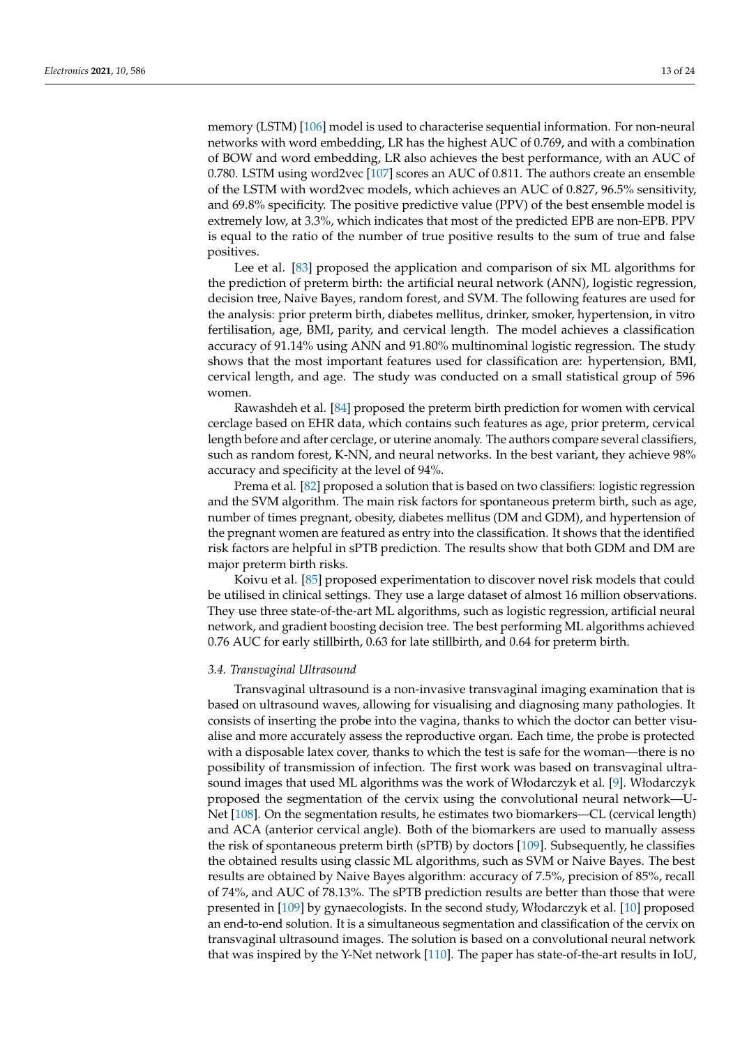memory (LSTM) [106] model is used to characterise sequential information. For non-neural networks with word embedding, LR has the highest AUC of 0.769, and with a combination of BOW and word embedding, LR also achieves the best performance, with an AUC of 0.780. LSTM using word2vec [107] scores an AUC of 0.811. The authors create an ensemble of the LSTM with word2vec models, which achieves an AUC of 0.827, 96.5% sensitivity, and 69.8% specificity. The positive predictive value (PPV) of the best ensemble model is extremely low, at 3.3%, which indicates that most of the predicted EPB are non-EPB. PPV is equal to the ratio of the number of true positive results to the sum of true and false positives.

Lee et al. [83] proposed the application and comparison of six ML algorithms for the prediction of preterm birth: the artificial neural network (ANN), logistic regression, decision tree, Naive Bayes, random forest, and SVM. The following features are used for the analysis: prior preterm birth, diabetes mellitus, drinker, smoker, hypertension, in vitro fertilisation, age, BMI, parity, and cervical length. The model achieves a classification accuracy of 91.14% using ANN and 91.80% multinominal logistic regression. The study shows that the most important features used for classification are: hypertension, BMI, cervical length, and age. The study was conducted on a small statistical group of 596 women.

Rawashdeh et al. [84] proposed the preterm birth prediction for women with cervical cerclage based on EHR data, which contains such features as age, prior preterm, cervical length before and after cerclage, or uterine anomaly. The authors compare several classifiers, such as random forest, K-NN, and neural networks. In the best variant, they achieve 98% accuracy and specificity at the level of 94%.

Prema et al. [82] proposed a solution that is based on two classifiers: logistic regression and the SVM algorithm. The main risk factors for spontaneous preterm birth, such as age, number of times pregnant, obesity, diabetes mellitus (DM and GDM), and hypertension of the pregnant women are featured as entry into the classification. It shows that the identified risk factors are helpful in sPTB prediction. The results show that both GDM and DM are major preterm birth risks.

Koivu et al. [85] proposed experimentation to discover novel risk models that could be utilised in clinical settings. They use a large dataset of almost 16 million observations. They use three state-of-the-art ML algorithms, such as logistic regression, artificial neural network, and gradient boosting decision tree. The best performing ML algorithms achieved 0.76 AUC for early stillbirth, 0.63 for late stillbirth, and 0.64 for preterm birth.

### *3.4. Transvaginal Ultrasound*

Transvaginal ultrasound is a non-invasive transvaginal imaging examination that is based on ultrasound waves, allowing for visualising and diagnosing many pathologies. It consists of inserting the probe into the vagina, thanks to which the doctor can better visualise and more accurately assess the reproductive organ. Each time, the probe is protected with a disposable latex cover, thanks to which the test is safe for the woman—there is no possibility of transmission of infection. The first work was based on transvaginal ultrasound images that used ML algorithms was the work of Włodarczyk et al. [9]. Włodarczyk proposed the segmentation of the cervix using the convolutional neural network—U-Net [108]. On the segmentation results, he estimates two biomarkers—CL (cervical length) and ACA (anterior cervical angle). Both of the biomarkers are used to manually assess the risk of spontaneous preterm birth (sPTB) by doctors [109]. Subsequently, he classifies the obtained results using classic ML algorithms, such as SVM or Naive Bayes. The best results are obtained by Naive Bayes algorithm: accuracy of 7.5%, precision of 85%, recall of 74%, and AUC of 78.13%. The sPTB prediction results are better than those that were presented in [109] by gynaecologists. In the second study, Włodarczyk et al. [10] proposed an end-to-end solution. It is a simultaneous segmentation and classification of the cervix on transvaginal ultrasound images. The solution is based on a convolutional neural network that was inspired by the Y-Net network [110]. The paper has state-of-the-art results in IoU,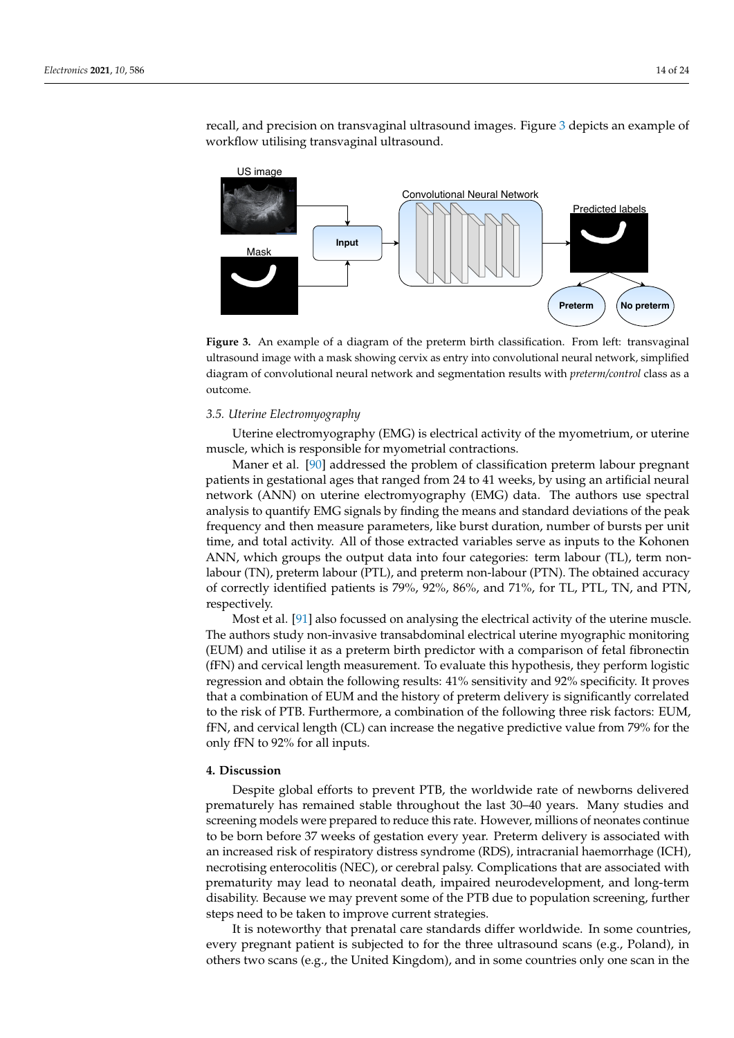recall, and precision on transvaginal ultrasound images. Figure 3 depicts an example of workflow utilising transvaginal ultrasound.

**Figure 3.** An example of a diagram of the preterm birth classification. From left: transvaginal ultrasound image with a mask showing cervix as entry into convolutional neural network, simplified diagram of convolutional neural network and segmentation results with *preterm/control* class as a outcome.

### 3.5. Uterine Electromyography

Uterine electromyography (EMG) is electrical activity of the myometrium, or uterine muscle, which is responsible for myometrial contractions.

Maner et al. [90] addressed the problem of classification preterm labour pregnant patients in gestational ages that ranged from 24 to 41 weeks, by using an artificial neural network (ANN) on uterine electromyography (EMG) data. The authors use spectral analysis to quantify EMG signals by finding the means and standard deviations of the peak frequency and then measure parameters, like burst duration, number of bursts per unit time, and total activity. All of those extracted variables serve as inputs to the Kohonen ANN, which groups the output data into four categories: term labour (TL), term non-labour (TN), preterm labour (PTL), and preterm non-labour (PTN). The obtained accuracy of correctly identified patients is 79%, 92%, 86%, and 71%, for TL, PTL, TN, and PTN, respectively.

Most et al. [91] also focussed on analysing the electrical activity of the uterine muscle. The authors study non-invasive transabdominal electrical uterine myographic monitoring (EUM) and utilise it as a preterm birth predictor with a comparison of fetal fibronectin (fFN) and cervical length measurement. To evaluate this hypothesis, they perform logistic regression and obtain the following results: 41% sensitivity and 92% specificity. It proves that a combination of EUM and the history of preterm delivery is significantly correlated to the risk of PTB. Furthermore, a combination of the following three risk factors: EUM, fFN, and cervical length (CL) can increase the negative predictive value from 79% for the only fFN to 92% for all inputs.

## 4. Discussion

Despite global efforts to prevent PTB, the worldwide rate of newborns delivered prematurely has remained stable throughout the last 30–40 years. Many studies and screening models were prepared to reduce this rate. However, millions of neonates continue to be born before 37 weeks of gestation every year. Preterm delivery is associated with an increased risk of respiratory distress syndrome (RDS), intracranial haemorrhage (ICH), necrotising enterocolitis (NEC), or cerebral palsy. Complications that are associated with prematurity may lead to neonatal death, impaired neurodevelopment, and long-term disability. Because we may prevent some of the PTB due to population screening, further steps need to be taken to improve current strategies.

It is noteworthy that prenatal care standards differ worldwide. In some countries, every pregnant patient is subjected to for the three ultrasound scans (e.g., Poland), in others two scans (e.g., the United Kingdom), and in some countries only one scan in the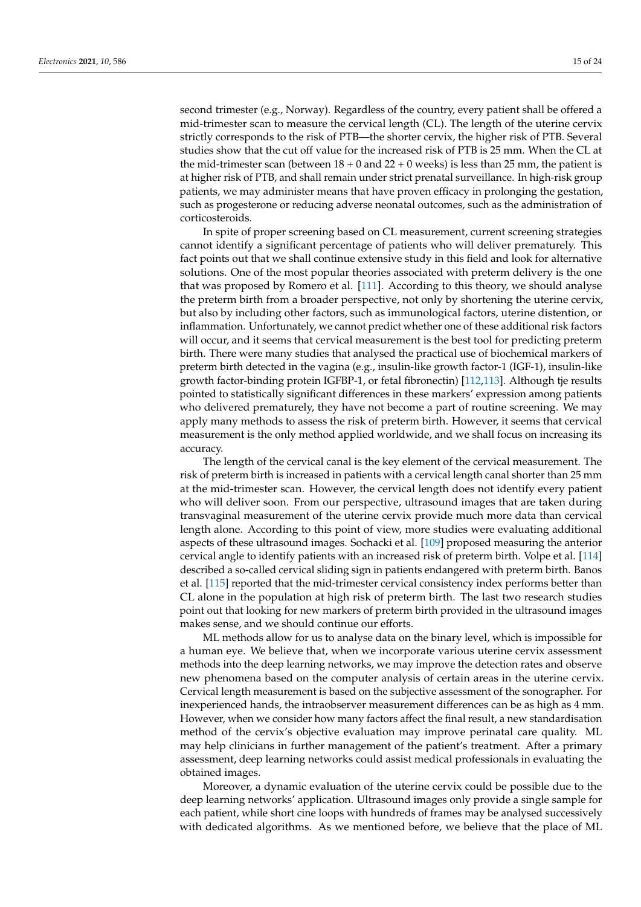second trimester (e.g., Norway). Regardless of the country, every patient shall be offered a mid-trimester scan to measure the cervical length (CL). The length of the uterine cervix strictly corresponds to the risk of PTB—the shorter cervix, the higher risk of PTB. Several studies show that the cut off value for the increased risk of PTB is 25 mm. When the CL at the mid-trimester scan (between 18 + 0 and 22 + 0 weeks) is less than 25 mm, the patient is at higher risk of PTB, and shall remain under strict prenatal surveillance. In high-risk group patients, we may administer means that have proven efficacy in prolonging the gestation, such as progesterone or reducing adverse neonatal outcomes, such as the administration of corticosteroids.

In spite of proper screening based on CL measurement, current screening strategies cannot identify a significant percentage of patients who will deliver prematurely. This fact points out that we shall continue extensive study in this field and look for alternative solutions. One of the most popular theories associated with preterm delivery is the one that was proposed by Romero et al. [111]. According to this theory, we should analyse the preterm birth from a broader perspective, not only by shortening the uterine cervix, but also by including other factors, such as immunological factors, uterine distention, or inflammation. Unfortunately, we cannot predict whether one of these additional risk factors will occur, and it seems that cervical measurement is the best tool for predicting preterm birth. There were many studies that analysed the practical use of biochemical markers of preterm birth detected in the vagina (e.g., insulin-like growth factor-1 (IGF-1), insulin-like growth factor-binding protein IGFBP-1, or fetal fibronectin) [112,113]. Although tje results pointed to statistically significant differences in these markers' expression among patients who delivered prematurely, they have not become a part of routine screening. We may apply many methods to assess the risk of preterm birth. However, it seems that cervical measurement is the only method applied worldwide, and we shall focus on increasing its accuracy.

The length of the cervical canal is the key element of the cervical measurement. The risk of preterm birth is increased in patients with a cervical length canal shorter than 25 mm at the mid-trimester scan. However, the cervical length does not identify every patient who will deliver soon. From our perspective, ultrasound images that are taken during transvaginal measurement of the uterine cervix provide much more data than cervical length alone. According to this point of view, more studies were evaluating additional aspects of these ultrasound images. Sochacki et al. [109] proposed measuring the anterior cervical angle to identify patients with an increased risk of preterm birth. Volpe et al. [114] described a so-called cervical sliding sign in patients endangered with preterm birth. Banos et al. [115] reported that the mid-trimester cervical consistency index performs better than CL alone in the population at high risk of preterm birth. The last two research studies point out that looking for new markers of preterm birth provided in the ultrasound images makes sense, and we should continue our efforts.

ML methods allow for us to analyse data on the binary level, which is impossible for a human eye. We believe that, when we incorporate various uterine cervix assessment methods into the deep learning networks, we may improve the detection rates and observe new phenomena based on the computer analysis of certain areas in the uterine cervix. Cervical length measurement is based on the subjective assessment of the sonographer. For inexperienced hands, the intraobserver measurement differences can be as high as 4 mm. However, when we consider how many factors affect the final result, a new standardisation method of the cervix's objective evaluation may improve perinatal care quality. ML may help clinicians in further management of the patient's treatment. After a primary assessment, deep learning networks could assist medical professionals in evaluating the obtained images.

Moreover, a dynamic evaluation of the uterine cervix could be possible due to the deep learning networks' application. Ultrasound images only provide a single sample for each patient, while short cine loops with hundreds of frames may be analysed successively with dedicated algorithms. As we mentioned before, we believe that the place of ML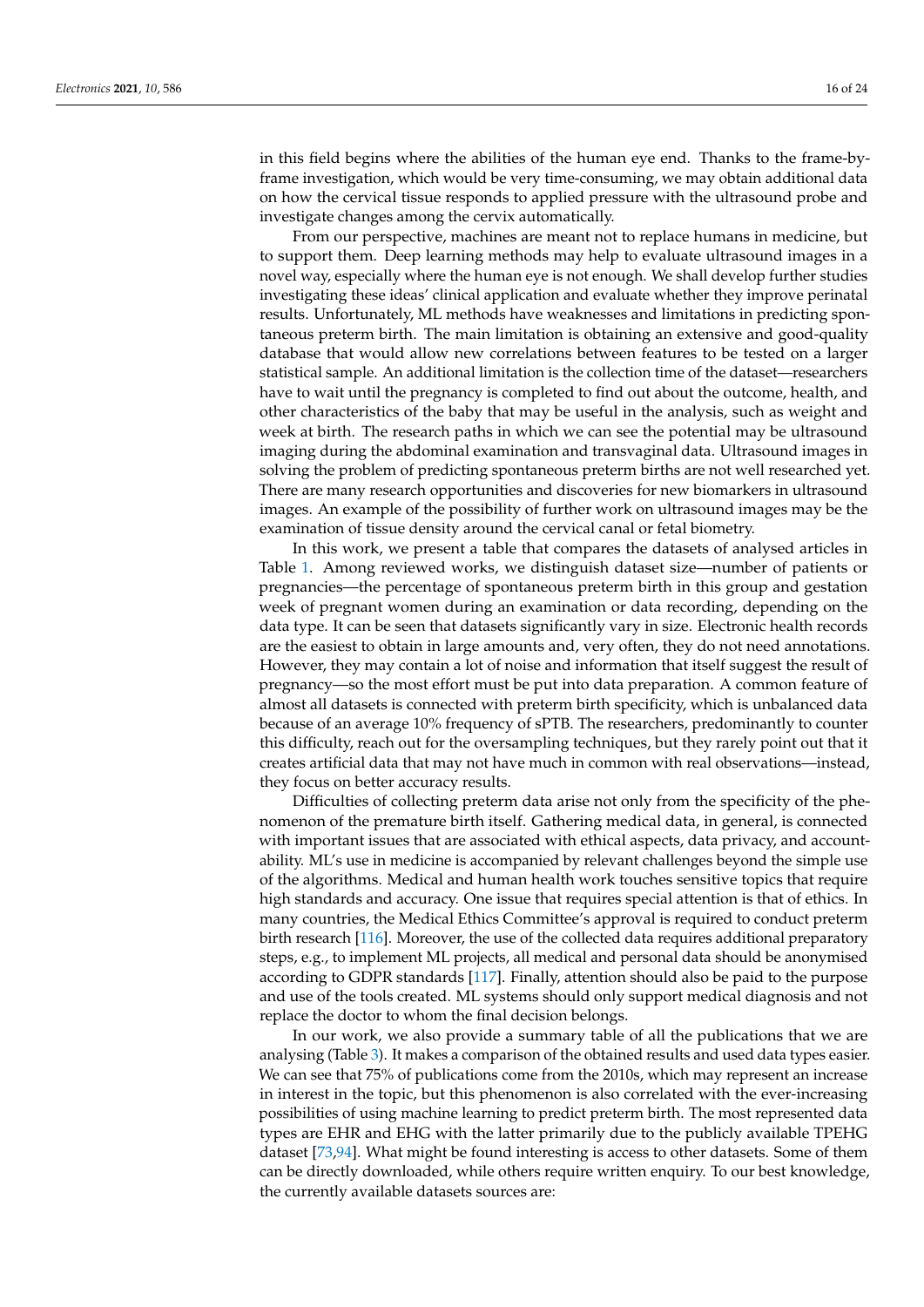in this field begins where the abilities of the human eye end. Thanks to the frame-by-frame investigation, which would be very time-consuming, we may obtain additional data on how the cervical tissue responds to applied pressure with the ultrasound probe and investigate changes among the cervix automatically.

From our perspective, machines are meant not to replace humans in medicine, but to support them. Deep learning methods may help to evaluate ultrasound images in a novel way, especially where the human eye is not enough. We shall develop further studies investigating these ideas' clinical application and evaluate whether they improve perinatal results. Unfortunately, ML methods have weaknesses and limitations in predicting spontaneous preterm birth. The main limitation is obtaining an extensive and good-quality database that would allow new correlations between features to be tested on a larger statistical sample. An additional limitation is the collection time of the dataset—researchers have to wait until the pregnancy is completed to find out about the outcome, health, and other characteristics of the baby that may be useful in the analysis, such as weight and week at birth. The research paths in which we can see the potential may be ultrasound imaging during the abdominal examination and transvaginal data. Ultrasound images in solving the problem of predicting spontaneous preterm births are not well researched yet. There are many research opportunities and discoveries for new biomarkers in ultrasound images. An example of the possibility of further work on ultrasound images may be the examination of tissue density around the cervical canal or fetal biometry.

In this work, we present a table that compares the datasets of analysed articles in Table 1. Among reviewed works, we distinguish dataset size—number of patients or pregnancies—the percentage of spontaneous preterm birth in this group and gestation week of pregnant women during an examination or data recording, depending on the data type. It can be seen that datasets significantly vary in size. Electronic health records are the easiest to obtain in large amounts and, very often, they do not need annotations. However, they may contain a lot of noise and information that itself suggest the result of pregnancy—so the most effort must be put into data preparation. A common feature of almost all datasets is connected with preterm birth specificity, which is unbalanced data because of an average 10% frequency of sPTB. The researchers, predominantly to counter this difficulty, reach out for the oversampling techniques, but they rarely point out that it creates artificial data that may not have much in common with real observations—instead, they focus on better accuracy results.

Difficulties of collecting preterm data arise not only from the specificity of the phenomenon of the premature birth itself. Gathering medical data, in general, is connected with important issues that are associated with ethical aspects, data privacy, and accountability. ML's use in medicine is accompanied by relevant challenges beyond the simple use of the algorithms. Medical and human health work touches sensitive topics that require high standards and accuracy. One issue that requires special attention is that of ethics. In many countries, the Medical Ethics Committee's approval is required to conduct preterm birth research [116]. Moreover, the use of the collected data requires additional preparatory steps, e.g., to implement ML projects, all medical and personal data should be anonymised according to GDPR standards [117]. Finally, attention should also be paid to the purpose and use of the tools created. ML systems should only support medical diagnosis and not replace the doctor to whom the final decision belongs.

In our work, we also provide a summary table of all the publications that we are analysing (Table 3). It makes a comparison of the obtained results and used data types easier. We can see that 75% of publications come from the 2010s, which may represent an increase in interest in the topic, but this phenomenon is also correlated with the ever-increasing possibilities of using machine learning to predict preterm birth. The most represented data types are EHR and EHG with the latter primarily due to the publicly available TPEHG dataset [73,94]. What might be found interesting is access to other datasets. Some of them can be directly downloaded, while others require written enquiry. To our best knowledge, the currently available datasets sources are: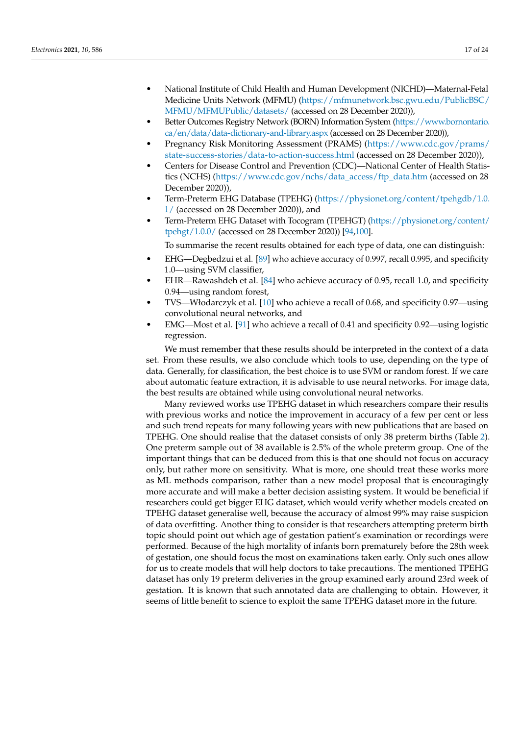- National Institute of Child Health and Human Development (NICHD)—Maternal-Fetal Medicine Units Network (MFMU) (https://mfmunetwork.bsc.gwu.edu/PublicBSC/MFMU/MFMUPublic/datasets/ (accessed on 28 December 2020)),
- Better Outcomes Registry Network (BORN) Information System (https://www.bornontario.ca/en/data/data-dictionary-and-library.aspx (accessed on 28 December 2020)),
- Pregnancy Risk Monitoring Assessment (PRAMS) (https://www.cdc.gov/prams/state-success-stories/data-to-action-success.html (accessed on 28 December 2020)),
- Centers for Disease Control and Prevention (CDC)—National Center of Health Statistics (NCHS) (https://www.cdc.gov/nchs/data_access/ftp_data.htm (accessed on 28 December 2020)),
- Term-Preterm EHG Database (TPEHG) (https://physionet.org/content/tpehgdb/1.0.1/ (accessed on 28 December 2020)), and
- Term-Preterm EHG Dataset with Tocogram (TPEHGT) (https://physionet.org/content/tpehgt/1.0.0/ (accessed on 28 December 2020)) [94,100].

To summarise the recent results obtained for each type of data, one can distinguish:

- EHG—Degbedzui et al. [89] who achieve accuracy of 0.997, recall 0.995, and specificity 1.0—using SVM classifier,
- EHR—Rawashdeh et al. [84] who achieve accuracy of 0.95, recall 1.0, and specificity 0.94—using random forest,
- TVS—Włodarczyk et al. [10] who achieve a recall of 0.68, and specificity 0.97—using convolutional neural networks, and
- EMG—Most et al. [91] who achieve a recall of 0.41 and specificity 0.92—using logistic regression.

We must remember that these results should be interpreted in the context of a data set. From these results, we also conclude which tools to use, depending on the type of data. Generally, for classification, the best choice is to use SVM or random forest. If we care about automatic feature extraction, it is advisable to use neural networks. For image data, the best results are obtained while using convolutional neural networks.

Many reviewed works use TPEHG dataset in which researchers compare their results with previous works and notice the improvement in accuracy of a few per cent or less and such trend repeats for many following years with new publications that are based on TPEHG. One should realise that the dataset consists of only 38 preterm births (Table 2). One preterm sample out of 38 available is 2.5% of the whole preterm group. One of the important things that can be deduced from this is that one should not focus on accuracy only, but rather more on sensitivity. What is more, one should treat these works more as ML methods comparison, rather than a new model proposal that is encouragingly more accurate and will make a better decision assisting system. It would be beneficial if researchers could get bigger EHG dataset, which would verify whether models created on TPEHG dataset generalise well, because the accuracy of almost 99% may raise suspicion of data overfitting. Another thing to consider is that researchers attempting preterm birth topic should point out which age of gestation patient's examination or recordings were performed. Because of the high mortality of infants born prematurely before the 28th week of gestation, one should focus the most on examinations taken early. Only such ones allow for us to create models that will help doctors to take precautions. The mentioned TPEHG dataset has only 19 preterm deliveries in the group examined early around 23rd week of gestation. It is known that such annotated data are challenging to obtain. However, it seems of little benefit to science to exploit the same TPEHG dataset more in the future.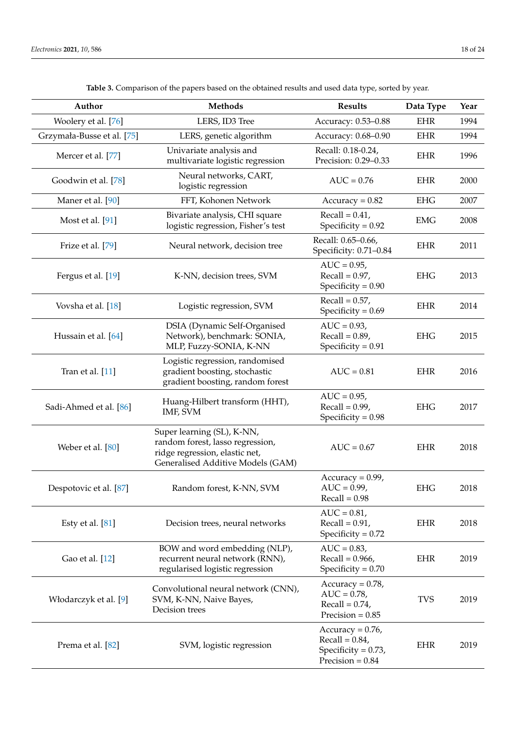**Table 3.** Comparison of the papers based on the obtained results and used data type, sorted by year.

| Author | Methods | Results | Data Type | Year |
|---|---|---|---|---|
| Woolery et al. [76] | LERS, ID3 Tree | Accuracy: 0.53–0.88 | EHR | 1994 |
| Grzymała-Busse et al. [75] | LERS, genetic algorithm | Accuracy: 0.68–0.90 | EHR | 1994 |
| Mercer et al. [77] | Univariate analysis and multivariate logistic regression | Recall: 0.18-0.24, Precision: 0.29–0.33 | EHR | 1996 |
| Goodwin et al. [78] | Neural networks, CART, logistic regression | AUC = 0.76 | EHR | 2000 |
| Maner et al. [90] | FFT, Kohonen Network | Accuracy = 0.82 | EHG | 2007 |
| Most et al. [91] | Bivariate analysis, CHI square logistic regression, Fisher's test | Recall = 0.41, Specificity = 0.92 | EMG | 2008 |
| Frize et al. [79] | Neural network, decision tree | Recall: 0.65–0.66, Specificity: 0.71–0.84 | EHR | 2011 |
| Fergus et al. [19] | K-NN, decision trees, SVM | AUC = 0.95, Recall = 0.97, Specificity = 0.90 | EHG | 2013 |
| Vovsha et al. [18] | Logistic regression, SVM | Recall = 0.57, Specificity = 0.69 | EHR | 2014 |
| Hussain et al. [64] | DSIA (Dynamic Self-Organised Network), benchmark: SONIA, MLP, Fuzzy-SONIA, K-NN | AUC = 0.93, Recall = 0.89, Specificity = 0.91 | EHG | 2015 |
| Tran et al. [11] | Logistic regression, randomised gradient boosting, stochastic gradient boosting, random forest | AUC = 0.81 | EHR | 2016 |
| Sadi-Ahmed et al. [86] | Huang-Hilbert transform (HHT), IMF, SVM | AUC = 0.95, Recall = 0.99, Specificity = 0.98 | EHG | 2017 |
| Weber et al. [80] | Super learning (SL), K-NN, random forest, lasso regression, ridge regression, elastic net, Generalised Additive Models (GAM) | AUC = 0.67 | EHR | 2018 |
| Despotovic et al. [87] | Random forest, K-NN, SVM | Accuracy = 0.99, AUC = 0.99, Recall = 0.98 | EHG | 2018 |
| Esty et al. [81] | Decision trees, neural networks | AUC = 0.81, Recall = 0.91, Specificity = 0.72 | EHR | 2018 |
| Gao et al. [12] | BOW and word embedding (NLP), recurrent neural network (RNN), regularised logistic regression | AUC = 0.83, Recall = 0.966, Specificity = 0.70 | EHR | 2019 |
| Włodarczyk et al. [9] | Convolutional neural network (CNN), SVM, K-NN, Naive Bayes, Decision trees | Accuracy = 0.78, AUC = 0.78, Recall = 0.74, Precision = 0.85 | TVS | 2019 |
| Prema et al. [82] | SVM, logistic regression | Accuracy = 0.76, Recall = 0.84, Specificity = 0.73, Precision = 0.84 | EHR | 2019 |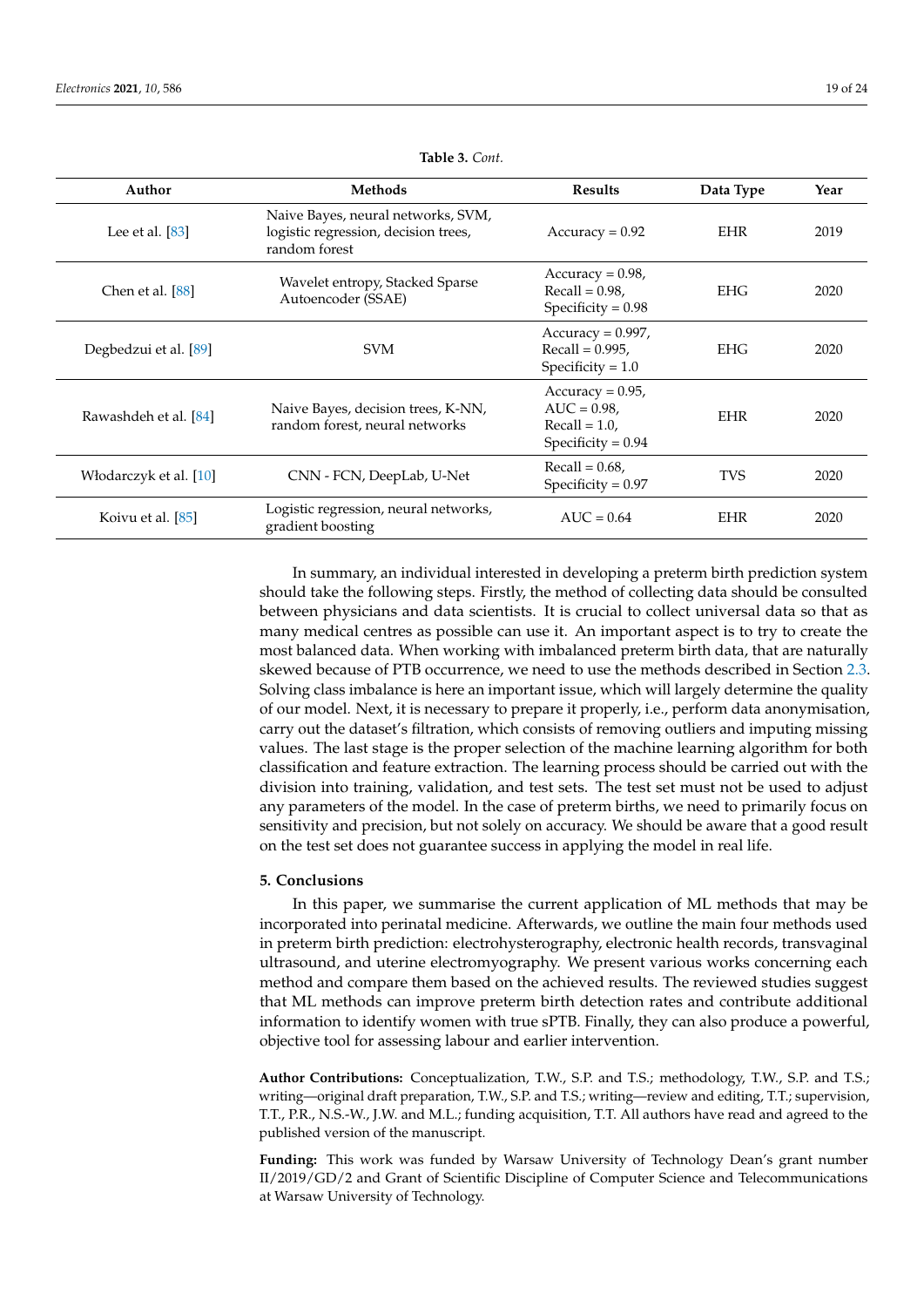**Table 3.** *Cont.*

| Author | Methods | Results | Data Type | Year |
|---|---|---|---|---|
| Lee et al. [83] | Naive Bayes, neural networks, SVM, logistic regression, decision trees, random forest | Accuracy = 0.92 | EHR | 2019 |
| Chen et al. [88] | Wavelet entropy, Stacked Sparse Autoencoder (SSAE) | Accuracy = 0.98, Recall = 0.98, Specificity = 0.98 | EHG | 2020 |
| Degbedzui et al. [89] | SVM | Accuracy = 0.997, Recall = 0.995, Specificity = 1.0 | EHG | 2020 |
| Rawashdeh et al. [84] | Naive Bayes, decision trees, K-NN, random forest, neural networks | Accuracy = 0.95, AUC = 0.98, Recall = 1.0, Specificity = 0.94 | EHR | 2020 |
| Włodarczyk et al. [10] | CNN - FCN, DeepLab, U-Net | Recall = 0.68, Specificity = 0.97 | TVS | 2020 |
| Koivu et al. [85] | Logistic regression, neural networks, gradient boosting | AUC = 0.64 | EHR | 2020 |

In summary, an individual interested in developing a preterm birth prediction system should take the following steps. Firstly, the method of collecting data should be consulted between physicians and data scientists. It is crucial to collect universal data so that as many medical centres as possible can use it. An important aspect is to try to create the most balanced data. When working with imbalanced preterm birth data, that are naturally skewed because of PTB occurrence, we need to use the methods described in Section 2.3. Solving class imbalance is here an important issue, which will largely determine the quality of our model. Next, it is necessary to prepare it properly, i.e., perform data anonymisation, carry out the dataset's filtration, which consists of removing outliers and imputing missing values. The last stage is the proper selection of the machine learning algorithm for both classification and feature extraction. The learning process should be carried out with the division into training, validation, and test sets. The test set must not be used to adjust any parameters of the model. In the case of preterm births, we need to primarily focus on sensitivity and precision, but not solely on accuracy. We should be aware that a good result on the test set does not guarantee success in applying the model in real life.

## 5. Conclusions

In this paper, we summarise the current application of ML methods that may be incorporated into perinatal medicine. Afterwards, we outline the main four methods used in preterm birth prediction: electrohysterography, electronic health records, transvaginal ultrasound, and uterine electromyography. We present various works concerning each method and compare them based on the achieved results. The reviewed studies suggest that ML methods can improve preterm birth detection rates and contribute additional information to identify women with true sPTB. Finally, they can also produce a powerful, objective tool for assessing labour and earlier intervention.

**Author Contributions:** Conceptualization, T.W., S.P. and T.S.; methodology, T.W., S.P. and T.S.; writing—original draft preparation, T.W., S.P. and T.S.; writing—review and editing, T.T.; supervision, T.T., P.R., N.S.-W., J.W. and M.L.; funding acquisition, T.T. All authors have read and agreed to the published version of the manuscript.

**Funding:** This work was funded by Warsaw University of Technology Dean's grant number II/2019/GD/2 and Grant of Scientific Discipline of Computer Science and Telecommunications at Warsaw University of Technology.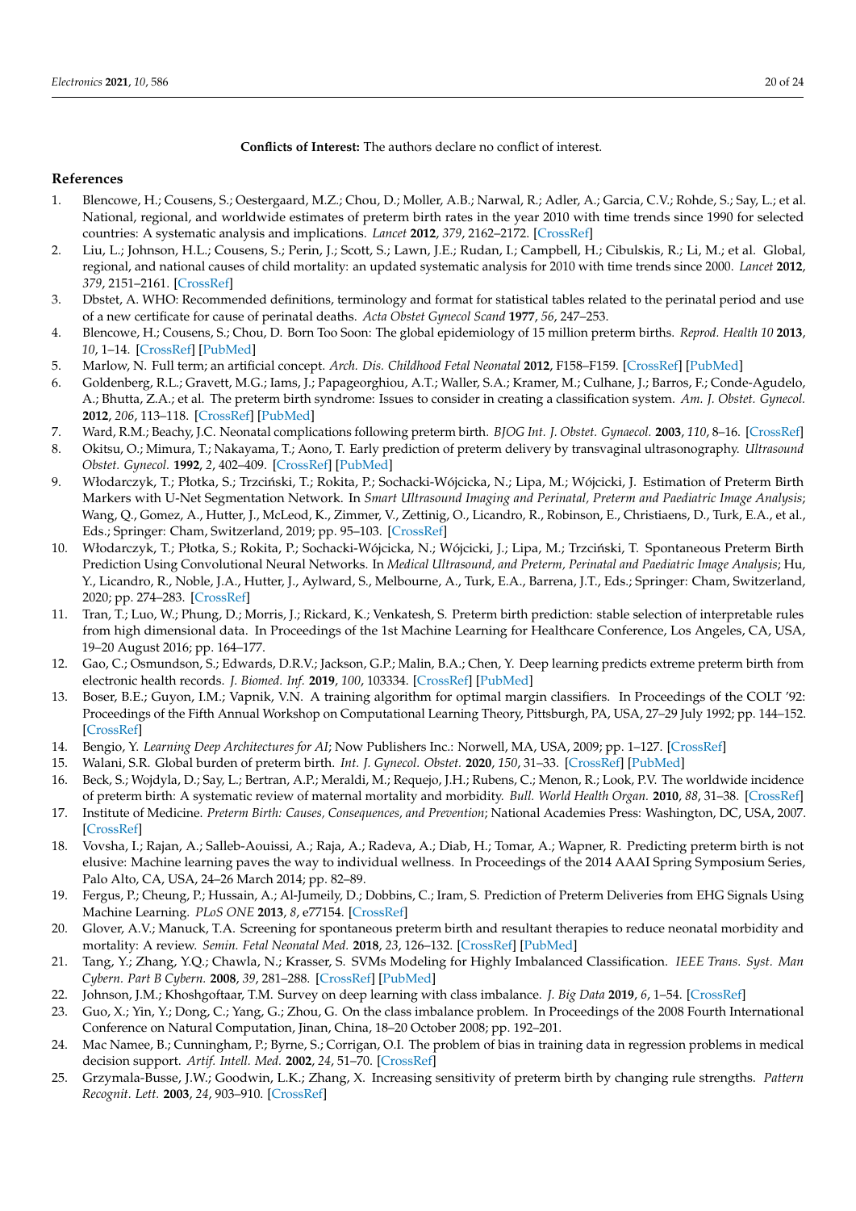**Conflicts of Interest:** The authors declare no conflict of interest.

## References

1. Blencowe, H.; Cousens, S.; Oestergaard, M.Z.; Chou, D.; Moller, A.B.; Narwal, R.; Adler, A.; Garcia, C.V.; Rohde, S.; Say, L.; et al. National, regional, and worldwide estimates of preterm birth rates in the year 2010 with time trends since 1990 for selected countries: A systematic analysis and implications. *Lancet* **2012**, *379*, 2162–2172. [CrossRef]
2. Liu, L.; Johnson, H.L.; Cousens, S.; Perin, J.; Scott, S.; Lawn, J.E.; Rudan, I.; Campbell, H.; Cibulskis, R.; Li, M.; et al. Global, regional, and national causes of child mortality: an updated systematic analysis for 2010 with time trends since 2000. *Lancet* **2012**, *379*, 2151–2161. [CrossRef]
3. Dbstet, A. WHO: Recommended definitions, terminology and format for statistical tables related to the perinatal period and use of a new certificate for cause of perinatal deaths. *Acta Obstet Gynecol Scand* **1977**, *56*, 247–253.
4. Blencowe, H.; Cousens, S.; Chou, D. Born Too Soon: The global epidemiology of 15 million preterm births. *Reprod. Health 10* **2013**, *10*, 1–14. [CrossRef] [PubMed]
5. Marlow, N. Full term; an artificial concept. *Arch. Dis. Childhood Fetal Neonatal* **2012**, F158–F159. [CrossRef] [PubMed]
6. Goldenberg, R.L.; Gravett, M.G.; Iams, J.; Papageorghiou, A.T.; Waller, S.A.; Kramer, M.; Culhane, J.; Barros, F.; Conde-Agudelo, A.; Bhutta, Z.A.; et al. The preterm birth syndrome: Issues to consider in creating a classification system. *Am. J. Obstet. Gynecol.* **2012**, *206*, 113–118. [CrossRef] [PubMed]
7. Ward, R.M.; Beachy, J.C. Neonatal complications following preterm birth. *BJOG Int. J. Obstet. Gynaecol.* **2003**, *110*, 8–16. [CrossRef]
8. Okitsu, O.; Mimura, T.; Nakayama, T.; Aono, T. Early prediction of preterm delivery by transvaginal ultrasonography. *Ultrasound Obstet. Gynecol.* **1992**, *2*, 402–409. [CrossRef] [PubMed]
9. Włodarczyk, T.; Płotka, S.; Trzciński, T.; Rokita, P.; Sochacki-Wójcicka, N.; Lipa, M.; Wójcicki, J. Estimation of Preterm Birth Markers with U-Net Segmentation Network. In *Smart Ultrasound Imaging and Perinatal, Preterm and Paediatric Image Analysis*; Wang, Q., Gomez, A., Hutter, J., McLeod, K., Zimmer, V., Zettinig, O., Licandro, R., Robinson, E., Christiaens, D., Turk, E.A., et al., Eds.; Springer: Cham, Switzerland, 2019; pp. 95–103. [CrossRef]
10. Włodarczyk, T.; Płotka, S.; Rokita, P.; Sochacki-Wójcicka, N.; Wójcicki, J.; Lipa, M.; Trzciński, T. Spontaneous Preterm Birth Prediction Using Convolutional Neural Networks. In *Medical Ultrasound, and Preterm, Perinatal and Paediatric Image Analysis*; Hu, Y., Licandro, R., Noble, J.A., Hutter, J., Aylward, S., Melbourne, A., Turk, E.A., Barrena, J.T., Eds.; Springer: Cham, Switzerland, 2020; pp. 274–283. [CrossRef]
11. Tran, T.; Luo, W.; Phung, D.; Morris, J.; Rickard, K.; Venkatesh, S. Preterm birth prediction: stable selection of interpretable rules from high dimensional data. In Proceedings of the 1st Machine Learning for Healthcare Conference, Los Angeles, CA, USA, 19–20 August 2016; pp. 164–177.
12. Gao, C.; Osmundson, S.; Edwards, D.R.V.; Jackson, G.P.; Malin, B.A.; Chen, Y. Deep learning predicts extreme preterm birth from electronic health records. *J. Biomed. Inf.* **2019**, *100*, 103334. [CrossRef] [PubMed]
13. Boser, B.E.; Guyon, I.M.; Vapnik, V.N. A training algorithm for optimal margin classifiers. In Proceedings of the COLT '92: Proceedings of the Fifth Annual Workshop on Computational Learning Theory, Pittsburgh, PA, USA, 27–29 July 1992; pp. 144–152. [CrossRef]
14. Bengio, Y. *Learning Deep Architectures for AI*; Now Publishers Inc.: Norwell, MA, USA, 2009; pp. 1–127. [CrossRef]
15. Walani, S.R. Global burden of preterm birth. *Int. J. Gynecol. Obstet.* **2020**, *150*, 31–33. [CrossRef] [PubMed]
16. Beck, S.; Wojdyla, D.; Say, L.; Bertran, A.P.; Meraldi, M.; Requejo, J.H.; Rubens, C.; Menon, R.; Look, P.V. The worldwide incidence of preterm birth: A systematic review of maternal mortality and morbidity. *Bull. World Health Organ.* **2010**, *88*, 31–38. [CrossRef]
17. Institute of Medicine. *Preterm Birth: Causes, Consequences, and Prevention*; National Academies Press: Washington, DC, USA, 2007. [CrossRef]
18. Vovsha, I.; Rajan, A.; Salleb-Aouissi, A.; Raja, A.; Radeva, A.; Diab, H.; Tomar, A.; Wapner, R. Predicting preterm birth is not elusive: Machine learning paves the way to individual wellness. In Proceedings of the 2014 AAAI Spring Symposium Series, Palo Alto, CA, USA, 24–26 March 2014; pp. 82–89.
19. Fergus, P.; Cheung, P.; Hussain, A.; Al-Jumeily, D.; Dobbins, C.; Iram, S. Prediction of Preterm Deliveries from EHG Signals Using Machine Learning. *PLoS ONE* **2013**, *8*, e77154. [CrossRef]
20. Glover, A.V.; Manuck, T.A. Screening for spontaneous preterm birth and resultant therapies to reduce neonatal morbidity and mortality: A review. *Semin. Fetal Neonatal Med.* **2018**, *23*, 126–132. [CrossRef] [PubMed]
21. Tang, Y.; Zhang, Y.Q.; Chawla, N.; Krasser, S. SVMs Modeling for Highly Imbalanced Classification. *IEEE Trans. Syst. Man Cybern. Part B Cybern.* **2008**, *39*, 281–288. [CrossRef] [PubMed]
22. Johnson, J.M.; Khoshgoftaar, T.M. Survey on deep learning with class imbalance. *J. Big Data* **2019**, *6*, 1–54. [CrossRef]
23. Guo, X.; Yin, Y.; Dong, C.; Yang, G.; Zhou, G. On the class imbalance problem. In Proceedings of the 2008 Fourth International Conference on Natural Computation, Jinan, China, 18–20 October 2008; pp. 192–201.
24. Mac Namee, B.; Cunningham, P.; Byrne, S.; Corrigan, O.I. The problem of bias in training data in regression problems in medical decision support. *Artif. Intell. Med.* **2002**, *24*, 51–70. [CrossRef]
25. Grzymala-Busse, J.W.; Goodwin, L.K.; Zhang, X. Increasing sensitivity of preterm birth by changing rule strengths. *Pattern Recognit. Lett.* **2003**, *24*, 903–910. [CrossRef]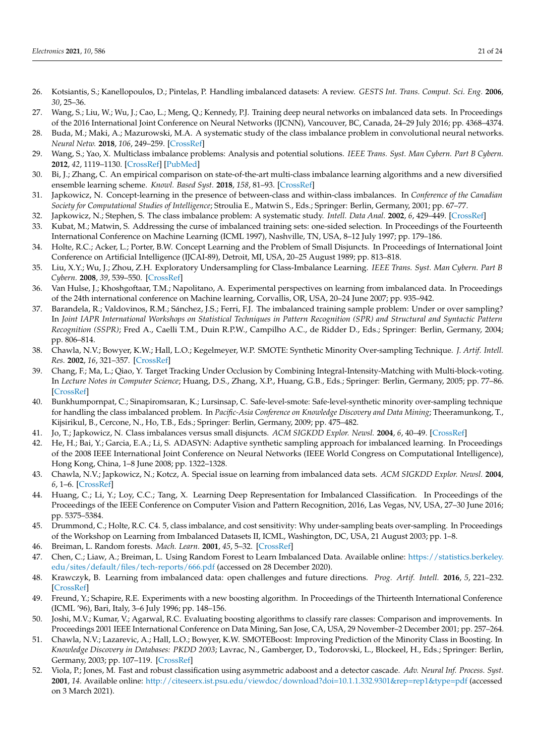26. Kotsiantis, S.; Kanellopoulos, D.; Pintelas, P. Handling imbalanced datasets: A review. *GESTS Int. Trans. Comput. Sci. Eng.* **2006**, *30*, 25–36.
27. Wang, S.; Liu, W.; Wu, J.; Cao, L.; Meng, Q.; Kennedy, P.J. Training deep neural networks on imbalanced data sets. In Proceedings of the 2016 International Joint Conference on Neural Networks (IJCNN), Vancouver, BC, Canada, 24–29 July 2016; pp. 4368–4374.
28. Buda, M.; Maki, A.; Mazurowski, M.A. A systematic study of the class imbalance problem in convolutional neural networks. *Neural Netw.* **2018**, *106*, 249–259. [CrossRef]
29. Wang, S.; Yao, X. Multiclass imbalance problems: Analysis and potential solutions. *IEEE Trans. Syst. Man Cybern. Part B Cybern.* **2012**, *42*, 1119–1130. [CrossRef] [PubMed]
30. Bi, J.; Zhang, C. An empirical comparison on state-of-the-art multi-class imbalance learning algorithms and a new diversified ensemble learning scheme. *Knowl. Based Syst.* **2018**, *158*, 81–93. [CrossRef]
31. Japkowicz, N. Concept-learning in the presence of between-class and within-class imbalances. In *Conference of the Canadian Society for Computational Studies of Intelligence*; Stroulia E., Matwin S., Eds.; Springer: Berlin, Germany, 2001; pp. 67–77.
32. Japkowicz, N.; Stephen, S. The class imbalance problem: A systematic study. *Intell. Data Anal.* **2002**, *6*, 429–449. [CrossRef]
33. Kubat, M.; Matwin, S. Addressing the curse of imbalanced training sets: one-sided selection. In Proceedings of the Fourteenth International Conference on Machine Learning (ICML 1997), Nashville, TN, USA, 8–12 July 1997; pp. 179–186.
34. Holte, R.C.; Acker, L.; Porter, B.W. Concept Learning and the Problem of Small Disjuncts. In Proceedings of International Joint Conference on Artificial Intelligence (IJCAI-89), Detroit, MI, USA, 20–25 August 1989; pp. 813–818.
35. Liu, X.Y.; Wu, J.; Zhou, Z.H. Exploratory Undersampling for Class-Imbalance Learning. *IEEE Trans. Syst. Man Cybern. Part B Cybern.* **2008**, *39*, 539–550. [CrossRef]
36. Van Hulse, J.; Khoshgoftaar, T.M.; Napolitano, A. Experimental perspectives on learning from imbalanced data. In Proceedings of the 24th international conference on Machine learning, Corvallis, OR, USA, 20–24 June 2007; pp. 935–942.
37. Barandela, R.; Valdovinos, R.M.; Sánchez, J.S.; Ferri, F.J. The imbalanced training sample problem: Under or over sampling? In *Joint IAPR International Workshops on Statistical Techniques in Pattern Recognition (SPR) and Structural and Syntactic Pattern Recognition (SSPR)*; Fred A., Caelli T.M., Duin R.P.W., Campilho A.C., de Ridder D., Eds.; Springer: Berlin, Germany, 2004; pp. 806–814.
38. Chawla, N.V.; Bowyer, K.W.; Hall, L.O.; Kegelmeyer, W.P. SMOTE: Synthetic Minority Over-sampling Technique. *J. Artif. Intell. Res.* **2002**, *16*, 321–357. [CrossRef]
39. Chang, F.; Ma, L.; Qiao, Y. Target Tracking Under Occlusion by Combining Integral-Intensity-Matching with Multi-block-voting. In *Lecture Notes in Computer Science*; Huang, D.S., Zhang, X.P., Huang, G.B., Eds.; Springer: Berlin, Germany, 2005; pp. 77–86. [CrossRef]
40. Bunkhumpornpat, C.; Sinapiromsaran, K.; Lursinsap, C. Safe-level-smote: Safe-level-synthetic minority over-sampling technique for handling the class imbalanced problem. In *Pacific-Asia Conference on Knowledge Discovery and Data Mining*; Theeramunkong, T., Kijsirikul, B., Cercone, N., Ho, T.B., Eds.; Springer: Berlin, Germany, 2009; pp. 475–482.
41. Jo, T.; Japkowicz, N. Class imbalances versus small disjuncts. *ACM SIGKDD Explor. Newsl.* **2004**, *6*, 40–49. [CrossRef]
42. He, H.; Bai, Y.; Garcia, E.A.; Li, S. ADASYN: Adaptive synthetic sampling approach for imbalanced learning. In Proceedings of the 2008 IEEE International Joint Conference on Neural Networks (IEEE World Congress on Computational Intelligence), Hong Kong, China, 1–8 June 2008; pp. 1322–1328.
43. Chawla, N.V.; Japkowicz, N.; Kotcz, A. Special issue on learning from imbalanced data sets. *ACM SIGKDD Explor. Newsl.* **2004**, *6*, 1–6. [CrossRef]
44. Huang, C.; Li, Y.; Loy, C.C.; Tang, X. Learning Deep Representation for Imbalanced Classification. In Proceedings of the Proceedings of the IEEE Conference on Computer Vision and Pattern Recognition, 2016, Las Vegas, NV, USA, 27–30 June 2016; pp. 5375–5384.
45. Drummond, C.; Holte, R.C. C4. 5, class imbalance, and cost sensitivity: Why under-sampling beats over-sampling. In Proceedings of the Workshop on Learning from Imbalanced Datasets II, ICML, Washington, DC, USA, 21 August 2003; pp. 1–8.
46. Breiman, L. Random forests. *Mach. Learn.* **2001**, *45*, 5–32. [CrossRef]
47. Chen, C.; Liaw, A.; Breiman, L. Using Random Forest to Learn Imbalanced Data. Available online: https://statistics.berkeley.edu/sites/default/files/tech-reports/666.pdf (accessed on 28 December 2020).
48. Krawczyk, B. Learning from imbalanced data: open challenges and future directions. *Prog. Artif. Intell.* **2016**, *5*, 221–232. [CrossRef]
49. Freund, Y.; Schapire, R.E. Experiments with a new boosting algorithm. In Proceedings of the Thirteenth International Conference (ICML '96), Bari, Italy, 3–6 July 1996; pp. 148–156.
50. Joshi, M.V.; Kumar, V.; Agarwal, R.C. Evaluating boosting algorithms to classify rare classes: Comparison and improvements. In Proceedings 2001 IEEE International Conference on Data Mining, San Jose, CA, USA, 29 November–2 December 2001; pp. 257–264.
51. Chawla, N.V.; Lazarevic, A.; Hall, L.O.; Bowyer, K.W. SMOTEBoost: Improving Prediction of the Minority Class in Boosting. In *Knowledge Discovery in Databases: PKDD 2003*; Lavrac, N., Gamberger, D., Todorovski, L., Blockeel, H., Eds.; Springer: Berlin, Germany, 2003; pp. 107–119. [CrossRef]
52. Viola, P.; Jones, M. Fast and robust classification using asymmetric adaboost and a detector cascade. *Adv. Neural Inf. Process. Syst.* **2001**, *14*. Available online: http://citeseerx.ist.psu.edu/viewdoc/download?doi=10.1.1.332.9301&rep=rep1&type=pdf (accessed on 3 March 2021).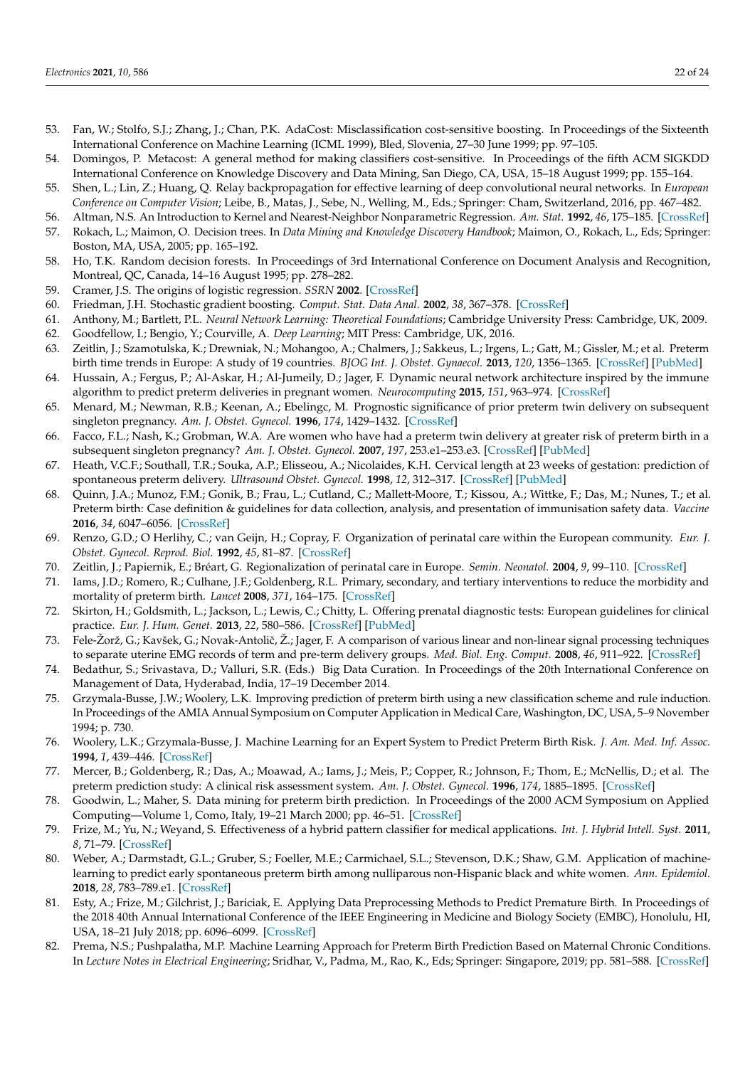53. Fan, W.; Stolfo, S.J.; Zhang, J.; Chan, P.K. AdaCost: Misclassification cost-sensitive boosting. In Proceedings of the Sixteenth International Conference on Machine Learning (ICML 1999), Bled, Slovenia, 27–30 June 1999; pp. 97–105.
54. Domingos, P. Metacost: A general method for making classifiers cost-sensitive. In Proceedings of the fifth ACM SIGKDD International Conference on Knowledge Discovery and Data Mining, San Diego, CA, USA, 15–18 August 1999; pp. 155–164.
55. Shen, L.; Lin, Z.; Huang, Q. Relay backpropagation for effective learning of deep convolutional neural networks. In *European Conference on Computer Vision*; Leibe, B., Matas, J., Sebe, N., Welling, M., Eds.; Springer: Cham, Switzerland, 2016, pp. 467–482.
56. Altman, N.S. An Introduction to Kernel and Nearest-Neighbor Nonparametric Regression. *Am. Stat.* **1992**, *46*, 175–185. [CrossRef]
57. Rokach, L.; Maimon, O. Decision trees. In *Data Mining and Knowledge Discovery Handbook*; Maimon, O., Rokach, L., Eds; Springer: Boston, MA, USA, 2005; pp. 165–192.
58. Ho, T.K. Random decision forests. In Proceedings of 3rd International Conference on Document Analysis and Recognition, Montreal, QC, Canada, 14–16 August 1995; pp. 278–282.
59. Cramer, J.S. The origins of logistic regression. *SSRN* **2002**. [CrossRef]
60. Friedman, J.H. Stochastic gradient boosting. *Comput. Stat. Data Anal.* **2002**, *38*, 367–378. [CrossRef]
61. Anthony, M.; Bartlett, P.L. *Neural Network Learning: Theoretical Foundations*; Cambridge University Press: Cambridge, UK, 2009.
62. Goodfellow, I.; Bengio, Y.; Courville, A. *Deep Learning*; MIT Press: Cambridge, UK, 2016.
63. Zeitlin, J.; Szamotulska, K.; Drewniak, N.; Mohangoo, A.; Chalmers, J.; Sakkeus, L.; Irgens, L.; Gatt, M.; Gissler, M.; et al. Preterm birth time trends in Europe: A study of 19 countries. *BJOG Int. J. Obstet. Gynaecol.* **2013**, *120*, 1356–1365. [CrossRef] [PubMed]
64. Hussain, A.; Fergus, P.; Al-Askar, H.; Al-Jumeily, D.; Jager, F. Dynamic neural network architecture inspired by the immune algorithm to predict preterm deliveries in pregnant women. *Neurocomputing* **2015**, *151*, 963–974. [CrossRef]
65. Menard, M.; Newman, R.B.; Keenan, A.; Ebelingc, M. Prognostic significance of prior preterm twin delivery on subsequent singleton pregnancy. *Am. J. Obstet. Gynecol.* **1996**, *174*, 1429–1432. [CrossRef]
66. Facco, F.L.; Nash, K.; Grobman, W.A. Are women who have had a preterm twin delivery at greater risk of preterm birth in a subsequent singleton pregnancy? *Am. J. Obstet. Gynecol.* **2007**, *197*, 253.e1–253.e3. [CrossRef] [PubMed]
67. Heath, V.C.F.; Southall, T.R.; Souka, A.P.; Elisseou, A.; Nicolaides, K.H. Cervical length at 23 weeks of gestation: prediction of spontaneous preterm delivery. *Ultrasound Obstet. Gynecol.* **1998**, *12*, 312–317. [CrossRef] [PubMed]
68. Quinn, J.A.; Munoz, F.M.; Gonik, B.; Frau, L.; Cutland, C.; Mallett-Moore, T.; Kissou, A.; Wittke, F.; Das, M.; Nunes, T.; et al. Preterm birth: Case definition & guidelines for data collection, analysis, and presentation of immunisation safety data. *Vaccine* **2016**, *34*, 6047–6056. [CrossRef]
69. Renzo, G.D.; O Herlihy, C.; van Geijn, H.; Copray, F. Organization of perinatal care within the European community. *Eur. J. Obstet. Gynecol. Reprod. Biol.* **1992**, *45*, 81–87. [CrossRef]
70. Zeitlin, J.; Papiernik, E.; Bréart, G. Regionalization of perinatal care in Europe. *Semin. Neonatol.* **2004**, *9*, 99–110. [CrossRef]
71. Iams, J.D.; Romero, R.; Culhane, J.F.; Goldenberg, R.L. Primary, secondary, and tertiary interventions to reduce the morbidity and mortality of preterm birth. *Lancet* **2008**, *371*, 164–175. [CrossRef]
72. Skirton, H.; Goldsmith, L.; Jackson, L.; Lewis, C.; Chitty, L. Offering prenatal diagnostic tests: European guidelines for clinical practice. *Eur. J. Hum. Genet.* **2013**, *22*, 580–586. [CrossRef] [PubMed]
73. Fele-Žorž, G.; Kavšek, G.; Novak-Antolič, Ž.; Jager, F. A comparison of various linear and non-linear signal processing techniques to separate uterine EMG records of term and pre-term delivery groups. *Med. Biol. Eng. Comput.* **2008**, *46*, 911–922. [CrossRef]
74. Bedathur, S.; Srivastava, D.; Valluri, S.R. (Eds.) Big Data Curation. In Proceedings of the 20th International Conference on Management of Data, Hyderabad, India, 17–19 December 2014.
75. Grzymala-Busse, J.W.; Woolery, L.K. Improving prediction of preterm birth using a new classification scheme and rule induction. In Proceedings of the AMIA Annual Symposium on Computer Application in Medical Care, Washington, DC, USA, 5–9 November 1994; p. 730.
76. Woolery, L.K.; Grzymala-Busse, J. Machine Learning for an Expert System to Predict Preterm Birth Risk. *J. Am. Med. Inf. Assoc.* **1994**, *1*, 439–446. [CrossRef]
77. Mercer, B.; Goldenberg, R.; Das, A.; Moawad, A.; Iams, J.; Meis, P.; Copper, R.; Johnson, F.; Thom, E.; McNellis, D.; et al. The preterm prediction study: A clinical risk assessment system. *Am. J. Obstet. Gynecol.* **1996**, *174*, 1885–1895. [CrossRef]
78. Goodwin, L.; Maher, S. Data mining for preterm birth prediction. In Proceedings of the 2000 ACM Symposium on Applied Computing—Volume 1, Como, Italy, 19–21 March 2000; pp. 46–51. [CrossRef]
79. Frize, M.; Yu, N.; Weyand, S. Effectiveness of a hybrid pattern classifier for medical applications. *Int. J. Hybrid Intell. Syst.* **2011**, *8*, 71–79. [CrossRef]
80. Weber, A.; Darmstadt, G.L.; Gruber, S.; Foeller, M.E.; Carmichael, S.L.; Stevenson, D.K.; Shaw, G.M. Application of machine-learning to predict early spontaneous preterm birth among nulliparous non-Hispanic black and white women. *Ann. Epidemiol.* **2018**, *28*, 783–789.e1. [CrossRef]
81. Esty, A.; Frize, M.; Gilchrist, J.; Bariciak, E. Applying Data Preprocessing Methods to Predict Premature Birth. In Proceedings of the 2018 40th Annual International Conference of the IEEE Engineering in Medicine and Biology Society (EMBC), Honolulu, HI, USA, 18–21 July 2018; pp. 6096–6099. [CrossRef]
82. Prema, N.S.; Pushpalatha, M.P. Machine Learning Approach for Preterm Birth Prediction Based on Maternal Chronic Conditions. In *Lecture Notes in Electrical Engineering*; Sridhar, V., Padma, M., Rao, K., Eds; Springer: Singapore, 2019; pp. 581–588. [CrossRef]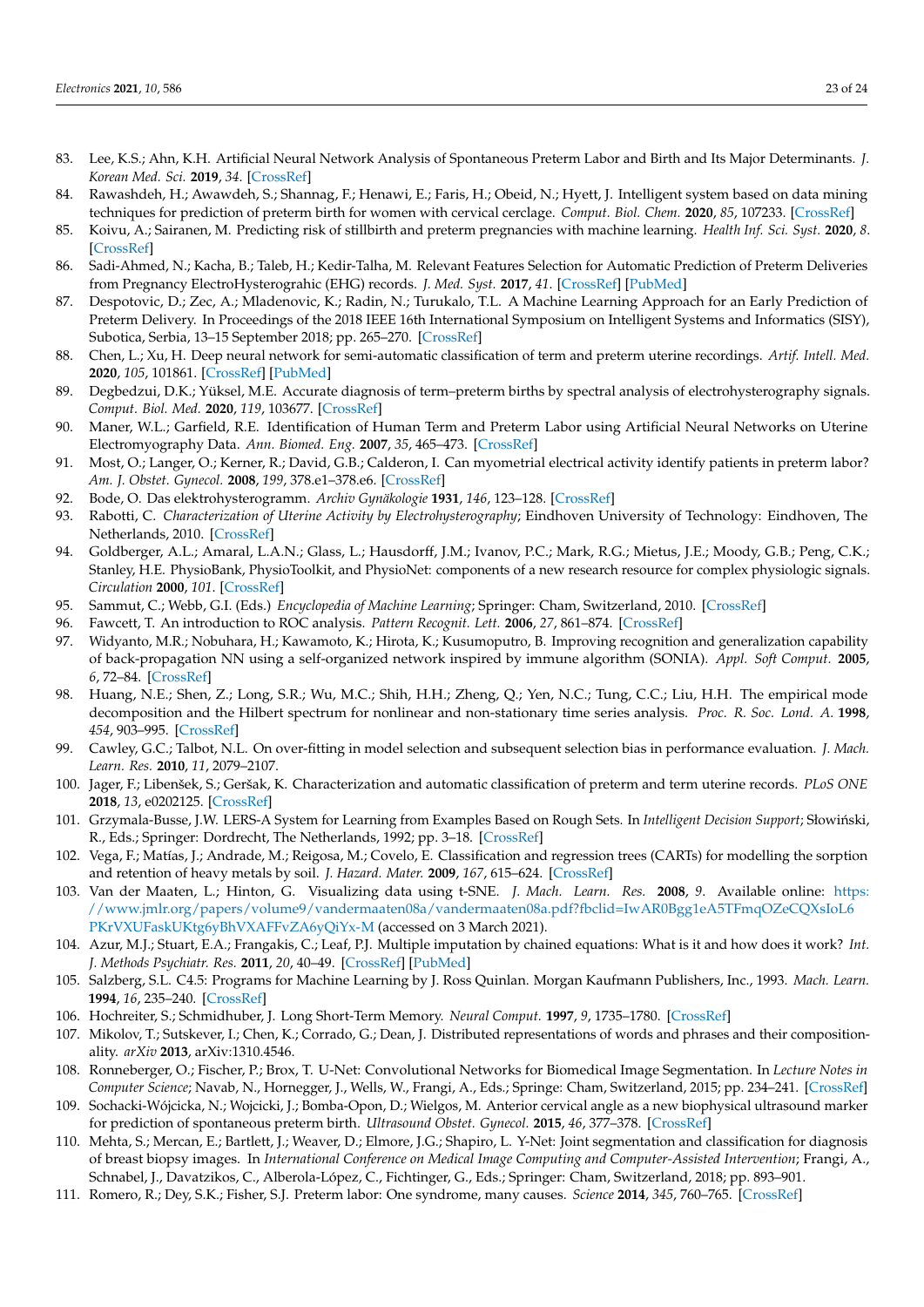83. Lee, K.S.; Ahn, K.H. Artificial Neural Network Analysis of Spontaneous Preterm Labor and Birth and Its Major Determinants. *J. Korean Med. Sci.* **2019**, *34*. [CrossRef]
84. Rawashdeh, H.; Awawdeh, S.; Shannag, F.; Henawi, E.; Faris, H.; Obeid, N.; Hyett, J. Intelligent system based on data mining techniques for prediction of preterm birth for women with cervical cerclage. *Comput. Biol. Chem.* **2020**, *85*, 107233. [CrossRef]
85. Koivu, A.; Sairanen, M. Predicting risk of stillbirth and preterm pregnancies with machine learning. *Health Inf. Sci. Syst.* **2020**, *8*. [CrossRef]
86. Sadi-Ahmed, N.; Kacha, B.; Taleb, H.; Kedir-Talha, M. Relevant Features Selection for Automatic Prediction of Preterm Deliveries from Pregnancy ElectroHysterograhic (EHG) records. *J. Med. Syst.* **2017**, *41*. [CrossRef] [PubMed]
87. Despotovic, D.; Zec, A.; Mladenovic, K.; Radin, N.; Turukalo, T.L. A Machine Learning Approach for an Early Prediction of Preterm Delivery. In Proceedings of the 2018 IEEE 16th International Symposium on Intelligent Systems and Informatics (SISY), Subotica, Serbia, 13–15 September 2018; pp. 265–270. [CrossRef]
88. Chen, L.; Xu, H. Deep neural network for semi-automatic classification of term and preterm uterine recordings. *Artif. Intell. Med.* **2020**, *105*, 101861. [CrossRef] [PubMed]
89. Degbedzui, D.K.; Yüksel, M.E. Accurate diagnosis of term–preterm births by spectral analysis of electrohysterography signals. *Comput. Biol. Med.* **2020**, *119*, 103677. [CrossRef]
90. Maner, W.L.; Garfield, R.E. Identification of Human Term and Preterm Labor using Artificial Neural Networks on Uterine Electromyography Data. *Ann. Biomed. Eng.* **2007**, *35*, 465–473. [CrossRef]
91. Most, O.; Langer, O.; Kerner, R.; David, G.B.; Calderon, I. Can myometrial electrical activity identify patients in preterm labor? *Am. J. Obstet. Gynecol.* **2008**, *199*, 378.e1–378.e6. [CrossRef]
92. Bode, O. Das elektrohysterogramm. *Archiv Gynäkologie* **1931**, *146*, 123–128. [CrossRef]
93. Rabotti, C. *Characterization of Uterine Activity by Electrohysterography*; Eindhoven University of Technology: Eindhoven, The Netherlands, 2010. [CrossRef]
94. Goldberger, A.L.; Amaral, L.A.N.; Glass, L.; Hausdorff, J.M.; Ivanov, P.C.; Mark, R.G.; Mietus, J.E.; Moody, G.B.; Peng, C.K.; Stanley, H.E. PhysioBank, PhysioToolkit, and PhysioNet: components of a new research resource for complex physiologic signals. *Circulation* **2000**, *101*. [CrossRef]
95. Sammut, C.; Webb, G.I. (Eds.) *Encyclopedia of Machine Learning*; Springer: Cham, Switzerland, 2010. [CrossRef]
96. Fawcett, T. An introduction to ROC analysis. *Pattern Recognit. Lett.* **2006**, *27*, 861–874. [CrossRef]
97. Widyanto, M.R.; Nobuhara, H.; Kawamoto, K.; Hirota, K.; Kusumoputro, B. Improving recognition and generalization capability of back-propagation NN using a self-organized network inspired by immune algorithm (SONIA). *Appl. Soft Comput.* **2005**, *6*, 72–84. [CrossRef]
98. Huang, N.E.; Shen, Z.; Long, S.R.; Wu, M.C.; Shih, H.H.; Zheng, Q.; Yen, N.C.; Tung, C.C.; Liu, H.H. The empirical mode decomposition and the Hilbert spectrum for nonlinear and non-stationary time series analysis. *Proc. R. Soc. Lond. A.* **1998**, *454*, 903–995. [CrossRef]
99. Cawley, G.C.; Talbot, N.L. On over-fitting in model selection and subsequent selection bias in performance evaluation. *J. Mach. Learn. Res.* **2010**, *11*, 2079–2107.
100. Jager, F.; Libenšek, S.; Geršak, K. Characterization and automatic classification of preterm and term uterine records. *PLoS ONE* **2018**, *13*, e0202125. [CrossRef]
101. Grzymala-Busse, J.W. LERS-A System for Learning from Examples Based on Rough Sets. In *Intelligent Decision Support*; Słowiński, R., Eds.; Springer: Dordrecht, The Netherlands, 1992; pp. 3–18. [CrossRef]
102. Vega, F.; Matías, J.; Andrade, M.; Reigosa, M.; Covelo, E. Classification and regression trees (CARTs) for modelling the sorption and retention of heavy metals by soil. *J. Hazard. Mater.* **2009**, *167*, 615–624. [CrossRef]
103. Van der Maaten, L.; Hinton, G. Visualizing data using t-SNE. *J. Mach. Learn. Res.* **2008**, *9*. Available online: https://www.jmlr.org/papers/volume9/vandermaaten08a/vandermaaten08a.pdf?fbclid=IwAR0Bgg1eA5TFmqOZeCQXsIoL6PKrVXUFaskUKtg6yBhVXAFFvZA6yQiYx-M (accessed on 3 March 2021).
104. Azur, M.J.; Stuart, E.A.; Frangakis, C.; Leaf, P.J. Multiple imputation by chained equations: What is it and how does it work? *Int. J. Methods Psychiatr. Res.* **2011**, *20*, 40–49. [CrossRef] [PubMed]
105. Salzberg, S.L. C4.5: Programs for Machine Learning by J. Ross Quinlan. Morgan Kaufmann Publishers, Inc., 1993. *Mach. Learn.* **1994**, *16*, 235–240. [CrossRef]
106. Hochreiter, S.; Schmidhuber, J. Long Short-Term Memory. *Neural Comput.* **1997**, *9*, 1735–1780. [CrossRef]
107. Mikolov, T.; Sutskever, I.; Chen, K.; Corrado, G.; Dean, J. Distributed representations of words and phrases and their compositionality. *arXiv* **2013**, arXiv:1310.4546.
108. Ronneberger, O.; Fischer, P.; Brox, T. U-Net: Convolutional Networks for Biomedical Image Segmentation. In *Lecture Notes in Computer Science*; Navab, N., Hornegger, J., Wells, W., Frangi, A., Eds.; Springe: Cham, Switzerland, 2015; pp. 234–241. [CrossRef]
109. Sochacki-Wójcicka, N.; Wojcicki, J.; Bomba-Opon, D.; Wielgos, M. Anterior cervical angle as a new biophysical ultrasound marker for prediction of spontaneous preterm birth. *Ultrasound Obstet. Gynecol.* **2015**, *46*, 377–378. [CrossRef]
110. Mehta, S.; Mercan, E.; Bartlett, J.; Weaver, D.; Elmore, J.G.; Shapiro, L. Y-Net: Joint segmentation and classification for diagnosis of breast biopsy images. In *International Conference on Medical Image Computing and Computer-Assisted Intervention*; Frangi, A., Schnabel, J., Davatzikos, C., Alberola-López, C., Fichtinger, G., Eds.; Springer: Cham, Switzerland, 2018; pp. 893–901.
111. Romero, R.; Dey, S.K.; Fisher, S.J. Preterm labor: One syndrome, many causes. *Science* **2014**, *345*, 760–765. [CrossRef]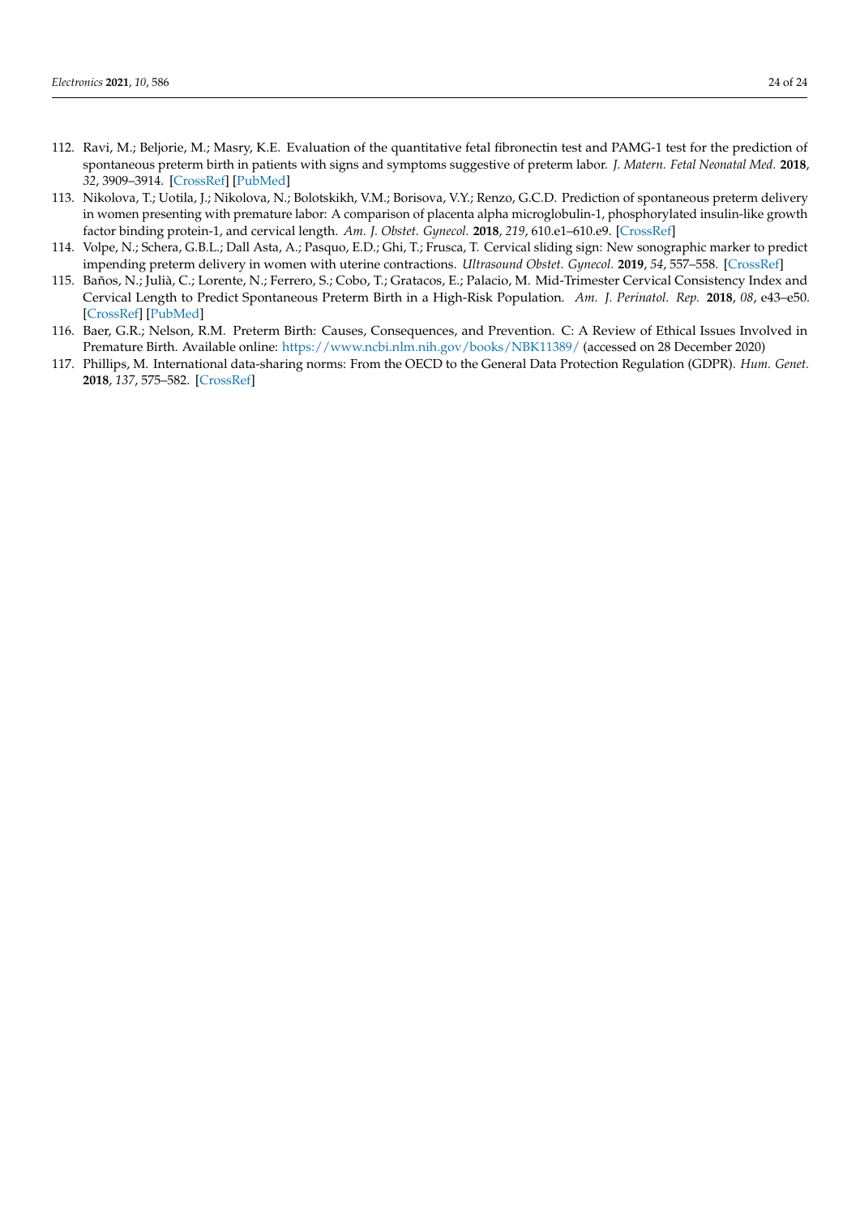112. Ravi, M.; Beljorie, M.; Masry, K.E. Evaluation of the quantitative fetal fibronectin test and PAMG-1 test for the prediction of spontaneous preterm birth in patients with signs and symptoms suggestive of preterm labor. *J. Matern. Fetal Neonatal Med.* **2018**, *32*, 3909–3914. [CrossRef] [PubMed]
113. Nikolova, T.; Uotila, J.; Nikolova, N.; Bolotskikh, V.M.; Borisova, V.Y.; Renzo, G.C.D. Prediction of spontaneous preterm delivery in women presenting with premature labor: A comparison of placenta alpha microglobulin-1, phosphorylated insulin-like growth factor binding protein-1, and cervical length. *Am. J. Obstet. Gynecol.* **2018**, *219*, 610.e1–610.e9. [CrossRef]
114. Volpe, N.; Schera, G.B.L.; Dall Asta, A.; Pasquo, E.D.; Ghi, T.; Frusca, T. Cervical sliding sign: New sonographic marker to predict impending preterm delivery in women with uterine contractions. *Ultrasound Obstet. Gynecol.* **2019**, *54*, 557–558. [CrossRef]
115. Baños, N.; Julià, C.; Lorente, N.; Ferrero, S.; Cobo, T.; Gratacos, E.; Palacio, M. Mid-Trimester Cervical Consistency Index and Cervical Length to Predict Spontaneous Preterm Birth in a High-Risk Population. *Am. J. Perinatol. Rep.* **2018**, *08*, e43–e50. [CrossRef] [PubMed]
116. Baer, G.R.; Nelson, R.M. Preterm Birth: Causes, Consequences, and Prevention. C: A Review of Ethical Issues Involved in Premature Birth. Available online: https://www.ncbi.nlm.nih.gov/books/NBK11389/ (accessed on 28 December 2020)
117. Phillips, M. International data-sharing norms: From the OECD to the General Data Protection Regulation (GDPR). *Hum. Genet.* **2018**, *137*, 575–582. [CrossRef]